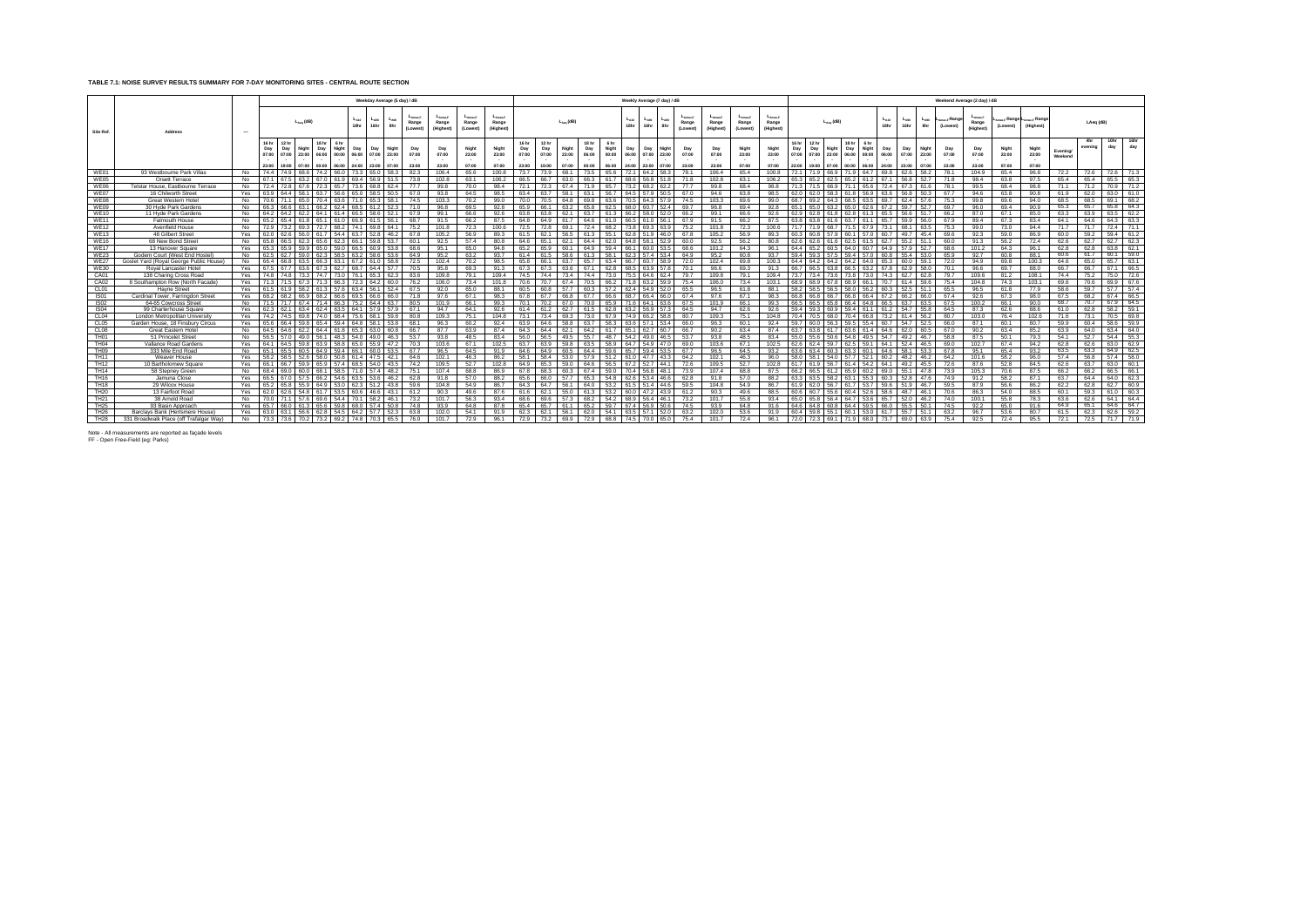**TABLE 7.1: NOISE SURVEY RESULTS SUMMARY FOR 7-DAY MONITORING SITES - CENTRAL ROUTE SECTION**

| Site Ref. | Address | — | Weekday Average (5 day) / dB | | | | | | | | | | | | Weekly Average (7 day) / dB | | | | | | | | | | | | Weekend Average (2 day) / dB | | | | | | | | | | | | | | | |
|---|---|---|---|---|---|---|---|---|---|---|---|---|---|---|---|---|---|---|---|---|---|---|---|---|---|---|---|---|---|---|---|---|---|---|---|---|---|---|---|---|---|---|
| | | | $L_{Aeq}$ (dB) 16 hr Day 07:00-23:00 | $L_{Aeq}$ 12 hr Day 07:00-19:00 | $L_{Aeq}$ Night 23:00-07:00 | $L_{Aeq}$ 18 hr Day 06:00-24:00 | $L_{Aeq}$ 6 hr Night 00:00-06:00 | $L_{A10}$ 18hr Day 06:00-24:00 | $L_{A90}$ 16hr Day 07:00-23:00 | $L_{A90}$ 8hr Night 23:00-07:00 | $L_{Amax}$ Range (Lowest) Day 07:00-23:00 | $L_{Amax}$ Range (Highest) Day 07:00-23:00 | $L_{Amax}$ Range (Lowest) Night 23:00-07:00 | $L_{Amax}$ Range (Highest) Night 23:00-07:00 | $L_{Aeq}$ (dB) 16 hr Day 07:00-23:00 | $L_{Aeq}$ 12 hr Day 07:00-19:00 | $L_{Aeq}$ Night 23:00-07:00 | $L_{Aeq}$ 18 hr Day 06:00-24:00 | $L_{Aeq}$ 6 hr Night 00:00-06:00 | $L_{A10}$ 18hr Day 06:00-24:00 | $L_{A90}$ 16hr Day 07:00-23:00 | $L_{A90}$ 8hr Night 23:00-07:00 | $L_{Amax}$ Range (Lowest) Day 07:00-23:00 | $L_{Amax}$ Range (Highest) Day 07:00-23:00 | $L_{Amax}$ Range (Lowest) Night 23:00-07:00 | $L_{Amax}$ Range (Highest) Night 23:00-07:00 | $L_{Aeq}$ (dB) 16 hr Day 07:00-23:00 | $L_{Aeq}$ 12 hr Day 07:00-19:00 | $L_{Aeq}$ Night 23:00-07:00 | $L_{Aeq}$ 18 hr Day 06:00-24:00 | $L_{Aeq}$ 6 hr Night 00:00-06:00 | $L_{A10}$ 18hr Day 06:00-24:00 | $L_{A90}$ 16hr Day 07:00-23:00 | $L_{A90}$ 8hr Night 23:00-07:00 | $L_{Amax}$ Range (Lowest) Day 07:00-23:00 | $L_{Amax}$ Range (Highest) Day 07:00-23:00 | $L_{Amax}$ Range (Lowest) Night 23:00-07:00 | $L_{Amax}$ Range (Highest) Night 23:00-07:00 | $L_{Aeq}$ (dB) Evening/Weekend | 4hr evening | 10hr day | 16hr day |
| WE01 | 93 Westbourne Park Villas | No | 74.4 | 74.9 | 68.6 | 74.2 | 66.0 | 73.3 | 65.0 | 58.3 | 82.3 | 106.4 | 65.6 | 100.8 | 73.7 | 73.9 | 68.1 | 73.5 | 65.6 | 72.1 | 64.2 | 58.3 | 78.1 | 106.4 | 65.4 | 100.8 | 72.1 | 71.9 | 66.9 | 71.9 | 64.7 | 69.8 | 62.6 | 58.2 | 78.1 | 104.9 | 65.4 | 96.8 | 72.2 | 72.6 | 72.6 | 71.3 |
| WE05 | Orsett Terrace | No | 67.1 | 67.5 | 63.2 | 67.0 | 61.9 | 69.4 | 56.9 | 51.5 | 73.8 | 102.8 | 63.1 | 106.2 | 66.5 | 66.7 | 63.0 | 66.3 | 61.7 | 68.6 | 56.8 | 51.8 | 71.8 | 102.8 | 63.1 | 106.2 | 65.3 | 65.2 | 62.5 | 65.2 | 61.2 | 67.1 | 56.8 | 52.7 | 71.8 | 98.4 | 63.8 | 97.5 | 65.4 | 65.4 | 65.5 | 65.3 |
| WE06 | Telstar House, Eastbourne Terrace | No | 72.4 | 72.8 | 67.6 | 72.3 | 65.7 | 73.6 | 68.8 | 62.4 | 77.7 | 99.8 | 70.0 | 98.4 | 72.1 | 72.3 | 67.4 | 71.9 | 65.7 | 73.2 | 68.2 | 62.2 | 77.7 | 99.8 | 68.4 | 98.8 | 71.3 | 71.5 | 66.9 | 71.1 | 65.6 | 72.4 | 67.3 | 61.6 | 78.1 | 99.5 | 68.4 | 98.8 | 71.1 | 71.2 | 70.9 | 71.2 |
| WE07 | 16 Chilworth Street | Yes | 63.9 | 64.4 | 58.1 | 63.7 | 56.6 | 65.0 | 58.5 | 50.5 | 67.0 | 93.8 | 64.5 | 98.5 | 63.4 | 63.7 | 58.1 | 63.1 | 56.7 | 64.5 | 57.9 | 50.5 | 67.0 | 94.6 | 63.8 | 98.5 | 62.0 | 62.0 | 58.3 | 61.8 | 56.9 | 63.6 | 56.8 | 50.3 | 67.7 | 94.6 | 63.8 | 90.8 | 61.9 | 62.0 | 63.0 | 61.0 |
| WE08 | Great Western Hotel | No | 70.6 | 71.1 | 65.0 | 70.4 | 63.6 | 71.0 | 65.3 | 58.1 | 74.5 | 103.3 | 70.2 | 99.0 | 70.0 | 70.5 | 64.8 | 69.8 | 63.6 | 70.5 | 64.3 | 57.9 | 74.5 | 103.3 | 69.6 | 99.0 | 68.7 | 69.2 | 64.3 | 68.5 | 63.5 | 69.7 | 62.4 | 57.6 | 75.3 | 99.8 | 69.6 | 94.0 | 68.5 | 68.5 | 69.1 | 68.2 |
| WE09 | 30 Hyde Park Gardens | No | 66.3 | 66.6 | 63.1 | 66.2 | 62.4 | 68.5 | 61.2 | 52.3 | 71.0 | 96.8 | 69.5 | 92.8 | 65.9 | 66.1 | 63.2 | 65.8 | 62.5 | 68.0 | 60.7 | 52.4 | 69.7 | 95.8 | 69.4 | 92.8 | 65.1 | 65.0 | 63.2 | 65.0 | 62.6 | 67.2 | 59.7 | 52.7 | 69.7 | 96.0 | 69.4 | 90.9 | 65.3 | 65.7 | 65.8 | 64.3 |
| WE10 | 11 Hyde Park Gardens | No | 64.2 | 64.2 | 62.2 | 64.1 | 61.4 | 66.5 | 58.6 | 52.1 | 67.9 | 99.1 | 66.6 | 92.6 | 63.8 | 63.8 | 62.1 | 63.7 | 61.3 | 66.2 | 58.0 | 52.0 | 66.2 | 99.1 | 66.6 | 92.6 | 62.9 | 62.8 | 61.8 | 62.8 | 61.3 | 65.5 | 56.6 | 51.7 | 66.2 | 87.0 | 67.1 | 85.0 | 63.3 | 63.9 | 63.5 | 62.2 |
| WE11 | Falmouth House | No | 65.2 | 65.4 | 61.8 | 65.1 | 61.0 | 66.9 | 61.5 | 56.1 | 68.7 | 91.5 | 66.2 | 87.5 | 64.8 | 64.9 | 61.7 | 64.6 | 61.0 | 66.5 | 61.0 | 56.1 | 67.9 | 91.5 | 66.2 | 87.5 | 63.8 | 63.8 | 61.6 | 63.7 | 61.1 | 65.7 | 59.9 | 56.0 | 67.9 | 89.4 | 67.3 | 83.4 | 64.1 | 64.6 | 64.3 | 63.3 |
| WE12 | Averfield House | No | 72.9 | 73.2 | 69.3 | 72.7 | 68.2 | 74.1 | 69.8 | 64.1 | 75.2 | 101.8 | 72.3 | 100.6 | 72.5 | 72.8 | 69.1 | 72.4 | 68.2 | 73.8 | 69.3 | 63.9 | 75.2 | 101.8 | 72.3 | 100.6 | 71.7 | 71.9 | 68.7 | 71.5 | 67.9 | 73.1 | 68.1 | 63.5 | 75.3 | 99.0 | 73.0 | 94.4 | 71.7 | 71.7 | 72.4 | 71.1 |
| WE13 | 48 Gilbert Street | Yes | 62.0 | 62.6 | 56.0 | 61.7 | 54.4 | 63.7 | 52.8 | 46.2 | 67.8 | 105.2 | 56.9 | 89.3 | 61.5 | 62.1 | 56.5 | 61.3 | 55.1 | 62.8 | 51.9 | 46.0 | 67.8 | 105.2 | 56.9 | 89.3 | 60.3 | 60.8 | 57.9 | 60.1 | 57.0 | 60.7 | 49.7 | 45.4 | 69.6 | 92.3 | 59.0 | 86.9 | 60.0 | 59.2 | 59.4 | 61.2 |
| WE16 | 68 New Bond Street | Yes | 65.8 | 66.5 | 62.3 | 65.6 | 62.3 | 66.1 | 59.8 | 53.7 | 60.1 | 92.5 | 57.4 | 80.8 | 64.6 | 65.1 | 62.1 | 64.4 | 62.0 | 64.8 | 58.1 | 52.9 | 60.0 | 92.5 | 56.2 | 80.8 | 62.6 | 62.6 | 61.8 | 62.5 | 61.5 | 62.7 | 55.2 | 51.1 | 60.0 | 91.3 | 56.2 | 72.4 | 62.6 | 62.7 | 62.7 | 62.3 |
| WE17 | 13 Hanover Square | Yes | 65.3 | 65.9 | 59.9 | 65.0 | 59.0 | 66.9 | 60.9 | 53.8 | 68.6 | 95.1 | 65.0 | 94.8 | 65.2 | 65.9 | 60.1 | 64.9 | 59.4 | 66.1 | 60.0 | 53.5 | 68.6 | 101.2 | 64.3 | 96.1 | 64.4 | 65.2 | 60.5 | 64.0 | 60.7 | 64.9 | 57.9 | 52.7 | 68.6 | 101.2 | 64.3 | 96.1 | 62.8 | 62.8 | 63.8 | 62.1 |
| WE23 | Godwin Court (West End Hostel) | No | 62.5 | 62.7 | 59.0 | 62.3 | 58.5 | 63.2 | 58.6 | 53.6 | 64.9 | 95.2 | 63.2 | 93.7 | 61.4 | 61.5 | 58.6 | 61.3 | 58.1 | 62.3 | 57.4 | 53.4 | 64.9 | 95.2 | 60.8 | 93.7 | 59.4 | 59.3 | 57.5 | 59.4 | 57.0 | 60.8 | 55.4 | 53.0 | 65.9 | 92.7 | 60.8 | 88.1 | 60.6 | 61.7 | 60.1 | 59.0 |
| WE27 | Goslet Yard (Royal George Public House) | No | 66.4 | 66.8 | 63.5 | 66.3 | 63.1 | 67.2 | 61.0 | 58.8 | 72.5 | 102.4 | 70.2 | 98.5 | 65.8 | 66.1 | 63.7 | 65.7 | 63.4 | 66.7 | 60.7 | 58.9 | 72.0 | 102.4 | 69.8 | 100.3 | 64.4 | 64.2 | 64.2 | 64.2 | 64.0 | 65.3 | 60.0 | 59.1 | 72.0 | 94.9 | 69.8 | 100.3 | 64.6 | 65.0 | 65.7 | 63.1 |
| WE30 | Royal Lancaster Hotel | Yes | 67.5 | 67.7 | 63.6 | 67.3 | 62.7 | 68.7 | 64.4 | 57.7 | 70.5 | 95.6 | 69.3 | 91.3 | 67.3 | 67.3 | 63.6 | 67.1 | 62.8 | 68.5 | 63.9 | 57.8 | 70.1 | 95.6 | 69.3 | 91.3 | 66.7 | 66.5 | 63.8 | 66.5 | 63.2 | 67.8 | 62.9 | 58.0 | 70.1 | 96.6 | 69.7 | 88.0 | 66.7 | 66.7 | 67.1 | 66.5 |
| CA01 | 138 Charing Cross Road | Yes | 74.8 | 74.8 | 73.3 | 74.7 | 73.0 | 76.1 | 65.3 | 62.3 | 83.6 | 109.8 | 79.1 | 109.4 | 74.5 | 74.4 | 73.4 | 74.4 | 73.0 | 75.5 | 64.6 | 62.4 | 79.7 | 109.8 | 79.1 | 109.4 | 73.7 | 73.4 | 73.6 | 73.8 | 73.0 | 74.3 | 62.7 | 62.8 | 79.7 | 109.8 | 81.2 | 108.1 | 74.4 | 75.2 | 75.0 | 72.6 |
| CA02 | 8 Southampton Row (North Facade) | Yes | 71.3 | 71.5 | 67.3 | 71.3 | 66.3 | 72.3 | 64.2 | 60.0 | 76.2 | 106.0 | 73.4 | 101.8 | 70.6 | 70.7 | 67.4 | 70.5 | 66.2 | 71.8 | 63.2 | 59.9 | 75.4 | 106.0 | 73.4 | 103.1 | 68.9 | 68.9 | 67.8 | 68.9 | 66.1 | 70.7 | 61.4 | 59.6 | 75.4 | 104.8 | 74.3 | 103.1 | 69.6 | 70.6 | 69.9 | 67.6 |
| CL01 | Hayne Street | Yes | 61.5 | 61.9 | 58.2 | 61.3 | 57.6 | 63.4 | 56.1 | 52.4 | 67.5 | 92.0 | 65.0 | 88.1 | 60.5 | 60.8 | 57.7 | 60.3 | 57.2 | 62.4 | 54.9 | 52.0 | 65.5 | 96.5 | 61.8 | 88.1 | 58.2 | 58.5 | 56.5 | 58.0 | 58.2 | 60.3 | 52.5 | 51.1 | 65.5 | 96.5 | 61.8 | 77.9 | 58.6 | 59.7 | 57.7 | 57.4 |
| IS01 | Cardinal Tower, Farringdon Street | Yes | 68.2 | 68.2 | 66.9 | 68.2 | 66.6 | 69.5 | 66.6 | 65.0 | 71.8 | 97.6 | 67.1 | 98.3 | 67.8 | 67.7 | 66.8 | 67.7 | 66.6 | 68.7 | 66.4 | 66.0 | 67.4 | 97.6 | 67.1 | 98.3 | 66.8 | 66.8 | 66.7 | 66.8 | 66.4 | 67.2 | 66.2 | 66.0 | 67.4 | 92.6 | 67.3 | 98.0 | 67.5 | 68.2 | 67.4 | 66.5 |
| IS02 | 64-65 Cowcross Street | No | 71.5 | 71.7 | 67.4 | 71.4 | 66.3 | 75.2 | 64.4 | 63.7 | 80.5 | 101.9 | 66.1 | 99.3 | 70.1 | 70.2 | 67.0 | 70.0 | 65.9 | 71.6 | 64.1 | 63.6 | 67.5 | 101.9 | 66.1 | 99.3 | 66.5 | 66.5 | 65.8 | 66.4 | 64.8 | 66.5 | 63.7 | 63.5 | 67.5 | 100.2 | 66.1 | 90.0 | 66.7 | 70.7 | 67.9 | 64.5 |
| IS04 | 99 Charterhouse Square | Yes | 62.3 | 62.1 | 63.4 | 62.4 | 63.5 | 64.1 | 57.9 | 57.9 | 67.1 | 94.7 | 64.1 | 92.6 | 61.4 | 61.2 | 62.7 | 61.5 | 62.8 | 63.2 | 56.9 | 57.3 | 64.5 | 94.7 | 62.6 | 92.6 | 59.4 | 59.3 | 60.9 | 59.4 | 61.1 | 61.2 | 54.7 | 55.8 | 64.5 | 87.3 | 62.6 | 88.6 | 61.0 | 62.8 | 58.2 | 59.1 |
| CL04 | London Metropolitan University | Yes | 74.2 | 74.5 | 69.8 | 74.0 | 68.4 | 75.6 | 68.1 | 59.8 | 80.8 | 109.3 | 75.1 | 104.8 | 73.1 | 73.4 | 69.3 | 73.0 | 67.9 | 74.9 | 66.2 | 58.8 | 80.7 | 109.3 | 75.1 | 104.8 | 70.4 | 70.5 | 68.0 | 70.4 | 66.8 | 73.2 | 61.4 | 56.2 | 80.7 | 103.0 | 76.4 | 102.6 | 71.6 | 73.1 | 70.5 | 69.8 |
| CL05 | Garden House, 18 Finsbury Circus | Yes | 65.6 | 66.4 | 59.8 | 65.4 | 59.4 | 64.8 | 58.1 | 53.8 | 68.1 | 96.3 | 60.2 | 92.4 | 63.9 | 64.6 | 58.8 | 63.7 | 58.3 | 63.6 | 57.1 | 53.4 | 66.0 | 96.3 | 60.1 | 92.4 | 59.7 | 60.0 | 56.3 | 59.5 | 55.4 | 60.7 | 54.7 | 52.5 | 66.0 | 87.1 | 60.1 | 80.7 | 59.9 | 60.4 | 58.6 | 59.9 |
| CL08 | Great Eastern Hotel | No | 64.5 | 64.6 | 62.2 | 64.4 | 61.8 | 65.3 | 63.0 | 60.8 | 66.7 | 87.7 | 63.9 | 87.4 | 64.3 | 64.4 | 62.1 | 64.2 | 61.7 | 65.1 | 62.7 | 60.7 | 66.7 | 90.2 | 63.4 | 87.4 | 63.7 | 63.8 | 61.7 | 63.6 | 61.4 | 64.6 | 62.0 | 60.5 | 67.0 | 90.2 | 63.4 | 85.2 | 63.9 | 64.0 | 63.4 | 64.0 |
| TH01 | 51 Princelet Street | No | 56.5 | 57.0 | 49.0 | 56.1 | 48.3 | 54.0 | 49.0 | 46.3 | 53.7 | 93.8 | 48.5 | 83.4 | 56.0 | 56.5 | 49.5 | 55.7 | 48.7 | 54.2 | 49.0 | 46.5 | 53.7 | 93.8 | 48.5 | 83.4 | 55.0 | 55.6 | 50.6 | 54.8 | 49.5 | 54.7 | 49.2 | 46.7 | 58.8 | 87.5 | 50.1 | 79.3 | 54.1 | 52.7 | 54.4 | 55.3 |
| TH04 | Vallance Road Gardens | Yes | 64.1 | 64.5 | 59.8 | 63.9 | 58.8 | 65.0 | 55.9 | 47.2 | 70.3 | 103.6 | 67.1 | 102.5 | 63.7 | 63.9 | 59.8 | 63.5 | 58.9 | 64.7 | 54.9 | 47.0 | 69.0 | 103.6 | 67.1 | 102.5 | 62.6 | 62.4 | 59.7 | 62.5 | 59.1 | 64.1 | 52.4 | 46.5 | 69.0 | 102.7 | 67.4 | 94.2 | 62.8 | 62.6 | 63.0 | 62.9 |
| TH09 | 333 Mile End Road | No | 65.1 | 65.5 | 60.5 | 64.9 | 59.4 | 66.1 | 60.0 | 53.5 | 67.7 | 96.5 | 64.5 | 91.9 | 64.6 | 64.9 | 60.5 | 64.4 | 59.6 | 65.7 | 59.4 | 53.5 | 67.7 | 96.5 | 64.5 | 93.2 | 63.6 | 63.4 | 60.3 | 63.3 | 60.1 | 64.6 | 58.1 | 53.3 | 67.8 | 95.1 | 65.4 | 93.2 | 63.5 | 63.3 | 64.0 | 62.5 |
| TH11 | Weaver House | Yes | 58.2 | 58.5 | 52.6 | 58.0 | 50.8 | 61.4 | 47.5 | 42.1 | 64.6 | 102.1 | 46.3 | 86.2 | 58.1 | 58.4 | 53.0 | 57.9 | 51.2 | 61.0 | 47.7 | 43.3 | 64.2 | 102.1 | 46.3 | 96.0 | 58.0 | 58.1 | 54.0 | 57.7 | 52.1 | 60.2 | 48.2 | 46.2 | 64.2 | 101.6 | 58.2 | 96.0 | 57.4 | 56.8 | 57.4 | 58.0 |
| TH12 | 10 Bartholomew Square | Yes | 66.1 | 66.7 | 59.9 | 65.9 | 57.4 | 68.5 | 54.0 | 43.5 | 74.2 | 109.5 | 52.7 | 102.8 | 64.9 | 65.3 | 59.0 | 64.6 | 56.5 | 67.2 | 52.7 | 44.1 | 72.6 | 109.5 | 52.7 | 102.8 | 61.7 | 61.9 | 56.7 | 61.4 | 54.2 | 64.1 | 49.2 | 45.5 | 72.6 | 87.6 | 52.8 | 84.5 | 62.6 | 63.7 | 63.0 | 60.1 |
| TH14 | 58 Stepney Green | No | 68.4 | 69.0 | 60.0 | 68.1 | 58.5 | 71.0 | 57.4 | 48.2 | 75.1 | 107.4 | 68.8 | 86.9 | 67.8 | 68.3 | 60.3 | 67.4 | 59.0 | 70.4 | 56.8 | 48.1 | 73.9 | 107.4 | 68.8 | 86.9 | 66.2 | 66.5 | 61.2 | 65.9 | 60.2 | 69.0 | 55.1 | 47.8 | 73.9 | 105.3 | 70.6 | 87.5 | 66.2 | 66.2 | 66.5 | 66.1 |
| TH16 | Jamuna Close | Yes | 66.5 | 67.0 | 57.5 | 66.2 | 54.6 | 63.5 | 53.6 | 46.2 | 62.8 | 91.8 | 57.0 | 88.2 | 65.6 | 66.0 | 57.7 | 65.3 | 54.8 | 62.6 | 53.4 | 46.6 | 62.8 | 91.8 | 57.0 | 88.2 | 63.3 | 63.5 | 58.2 | 63.1 | 55.3 | 60.3 | 52.8 | 47.6 | 74.9 | 91.2 | 58.2 | 87.1 | 63.7 | 64.4 | 64.0 | 62.3 |
| TH18 | 29 Wilcox House | Yes | 65.2 | 65.8 | 55.9 | 64.9 | 53.0 | 62.3 | 51.2 | 43.6 | 59.6 | 104.8 | 54.9 | 86.7 | 64.3 | 64.7 | 56.1 | 64.0 | 53.2 | 61.5 | 51.4 | 44.6 | 59.5 | 104.8 | 54.9 | 86.7 | 61.9 | 62.0 | 56.7 | 61.7 | 53.7 | 59.6 | 51.9 | 46.7 | 59.5 | 87.9 | 56.6 | 86.2 | 62.2 | 62.8 | 62.7 | 60.9 |
| TH20 | 13 Fairfoot Road | Yes | 62.0 | 62.6 | 54.8 | 61.7 | 53.5 | 60.6 | 46.6 | 43.1 | 61.2 | 90.3 | 49.6 | 87.6 | 61.6 | 62.1 | 55.0 | 61.3 | 53.2 | 60.0 | 47.2 | 43.9 | 61.2 | 90.3 | 49.6 | 88.5 | 60.6 | 60.7 | 55.6 | 60.4 | 52.6 | 58.6 | 48.7 | 46.1 | 70.6 | 86.3 | 54.0 | 88.5 | 60.1 | 59.3 | 61.0 | 60.3 |
| TH21 | 38 Arnold Road | No | 70.0 | 71.1 | 57.6 | 69.6 | 54.4 | 70.1 | 58.2 | 46.1 | 73.2 | 101.7 | 56.3 | 93.4 | 68.6 | 69.6 | 57.3 | 68.2 | 54.2 | 68.9 | 56.4 | 46.1 | 73.2 | 101.7 | 55.8 | 93.4 | 65.0 | 65.8 | 56.4 | 64.7 | 53.6 | 65.7 | 52.0 | 46.2 | 74.0 | 100.1 | 55.8 | 78.3 | 63.6 | 62.6 | 64.1 | 64.4 |
| TH25 | 93 Basin Approach | Yes | 65.7 | 66.0 | 61.3 | 65.6 | 59.8 | 68.0 | 57.4 | 50.8 | 74.8 | 93.9 | 64.8 | 87.8 | 65.4 | 65.7 | 61.1 | 65.2 | 59.7 | 67.4 | 56.9 | 50.6 | 74.5 | 93.9 | 64.8 | 91.6 | 64.6 | 64.8 | 60.8 | 64.4 | 59.5 | 66.0 | 55.5 | 50.1 | 74.5 | 92.2 | 65.0 | 91.6 | 64.9 | 65.1 | 64.6 | 64.7 |
| TH26 | Barclays Bank (Hertsmere House) | Yes | 63.0 | 63.1 | 56.6 | 62.8 | 54.5 | 64.2 | 57.7 | 52.3 | 63.8 | 102.0 | 54.1 | 91.9 | 62.3 | 62.1 | 56.1 | 62.0 | 54.1 | 63.5 | 57.1 | 52.0 | 63.2 | 102.0 | 53.6 | 91.9 | 60.4 | 59.8 | 55.1 | 60.1 | 53.0 | 61.7 | 55.7 | 51.1 | 63.2 | 96.7 | 53.6 | 80.7 | 61.5 | 62.3 | 62.6 | 59.2 |
| TH28 | 331 Broadwalk Place (off Trafalgar Way) | No | 73.3 | 73.6 | 70.2 | 73.2 | 69.2 | 74.8 | 70.3 | 65.5 | 76.0 | 101.7 | 72.9 | 96.1 | 72.9 | 73.2 | 69.9 | 72.9 | 68.8 | 74.5 | 70.0 | 65.0 | 75.4 | 101.7 | 72.4 | 96.1 | 72.0 | 72.3 | 69.1 | 71.9 | 68.0 | 73.7 | 69.0 | 63.9 | 75.4 | 92.5 | 72.4 | 95.5 | 72.1 | 72.5 | 71.7 | 71.9 |

Note - All measurements are reported as façade levels
FF - Open Free-Field (eg: Parks)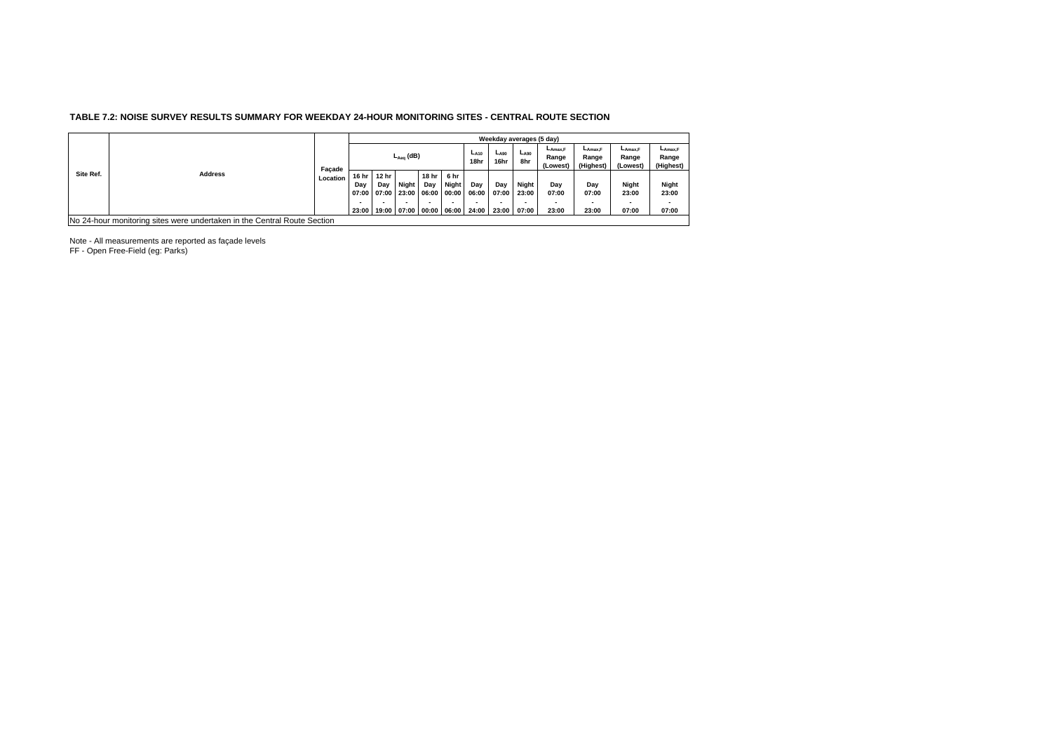**TABLE 7.2: NOISE SURVEY RESULTS SUMMARY FOR WEEKDAY 24-HOUR MONITORING SITES - CENTRAL ROUTE SECTION**

| Site Ref. | Address | Façade Location | Weekday averages (5 day) | | | | | | | | | | | |
|---|---|---|---|---|---|---|---|---|---|---|---|---|---|---|
| | | | $L_{Aeq}$ (dB) | | | | | $L_{A10}$ 18hr | $L_{A90}$ 16hr | $L_{A90}$ 8hr | $L_{Amax,F}$ Range (Lowest) | $L_{Amax,F}$ Range (Highest) | $L_{Amax,F}$ Range (Lowest) | $L_{Amax,F}$ Range (Highest) |
| | | | 16 hr Day 07:00 - 23:00 | 12 hr Day 07:00 - 19:00 | Night 23:00 - 07:00 | 18 hr Day 06:00 - 00:00 | 6 hr Night 00:00 - 06:00 | Day 06:00 - 24:00 | Day 07:00 - 23:00 | Night 23:00 - 07:00 | Day 07:00 - 23:00 | Day 07:00 - 23:00 | Night 23:00 - 07:00 | Night 23:00 - 07:00 |
| No 24-hour monitoring sites were undertaken in the Central Route Section | | | | | | | | | | | | | | |

Note - All measurements are reported as façade levels
FF - Open Free-Field (eg: Parks)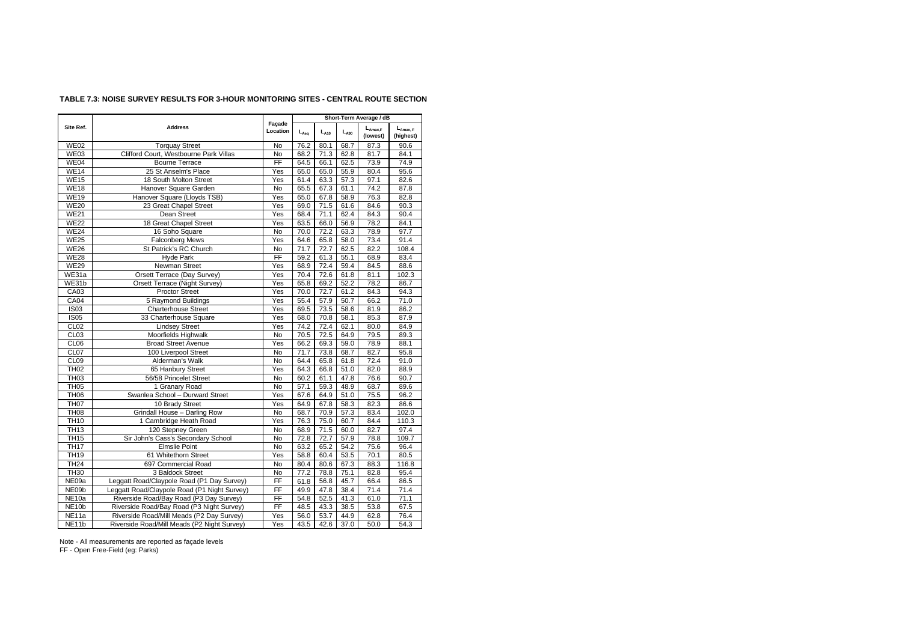**TABLE 7.3: NOISE SURVEY RESULTS FOR 3-HOUR MONITORING SITES - CENTRAL ROUTE SECTION**

| Site Ref. | Address | Façade Location | Short-Term Average / dB | | | | |
|---|---|---|---|---|---|---|---|
| | | | $L_{Aeq}$ | $L_{A10}$ | $L_{A90}$ | $L_{Amax,F}$ (lowest) | $L_{Amax,F}$ (highest) |
| WE02 | Torquay Street | No | 76.2 | 80.1 | 68.7 | 87.3 | 90.6 |
| WE03 | Clifford Court, Westbourne Park Villas | No | 68.2 | 71.3 | 62.8 | 81.7 | 84.1 |
| WE04 | Bourne Terrace | FF | 64.5 | 66.1 | 62.5 | 73.9 | 74.9 |
| WE14 | 25 St Anselm's Place | Yes | 65.0 | 65.0 | 55.9 | 80.4 | 95.6 |
| WE15 | 18 South Molton Street | Yes | 61.4 | 63.3 | 57.3 | 97.1 | 82.6 |
| WE18 | Hanover Square Garden | No | 65.5 | 67.3 | 61.1 | 74.2 | 87.8 |
| WE19 | Hanover Square (Lloyds TSB) | Yes | 65.0 | 67.8 | 58.9 | 76.3 | 82.8 |
| WE20 | 23 Great Chapel Street | Yes | 69.0 | 71.5 | 61.6 | 84.6 | 90.3 |
| WE21 | Dean Street | Yes | 68.4 | 71.1 | 62.4 | 84.3 | 90.4 |
| WE22 | 18 Great Chapel Street | Yes | 63.5 | 66.0 | 56.9 | 78.2 | 84.1 |
| WE24 | 16 Soho Square | No | 70.0 | 72.2 | 63.3 | 78.9 | 97.7 |
| WE25 | Falconberg Mews | Yes | 64.6 | 65.8 | 58.0 | 73.4 | 91.4 |
| WE26 | St Patrick's RC Church | No | 71.7 | 72.7 | 62.5 | 82.2 | 108.4 |
| WE28 | Hyde Park | FF | 59.2 | 61.3 | 55.1 | 68.9 | 83.4 |
| WE29 | Newman Street | Yes | 68.9 | 72.4 | 59.4 | 84.5 | 88.6 |
| WE31a | Orsett Terrace (Day Survey) | Yes | 70.4 | 72.6 | 61.8 | 81.1 | 102.3 |
| WE31b | Orsett Terrace (Night Survey) | Yes | 65.8 | 69.2 | 52.2 | 78.2 | 86.7 |
| CA03 | Proctor Street | Yes | 70.0 | 72.7 | 61.2 | 84.3 | 94.3 |
| CA04 | 5 Raymond Buildings | Yes | 55.4 | 57.9 | 50.7 | 66.2 | 71.0 |
| IS03 | Charterhouse Street | Yes | 69.5 | 73.5 | 58.6 | 81.9 | 86.2 |
| IS05 | 33 Charterhouse Square | Yes | 68.0 | 70.8 | 58.1 | 85.3 | 87.9 |
| CL02 | Lindsey Street | Yes | 74.2 | 72.4 | 62.1 | 80.0 | 84.9 |
| CL03 | Moorfields Highwalk | No | 70.5 | 72.5 | 64.9 | 79.5 | 89.3 |
| CL06 | Broad Street Avenue | Yes | 66.2 | 69.3 | 59.0 | 78.9 | 88.1 |
| CL07 | 100 Liverpool Street | No | 71.7 | 73.8 | 68.7 | 82.7 | 95.8 |
| CL09 | Alderman's Walk | No | 64.4 | 65.8 | 61.8 | 72.4 | 91.0 |
| TH02 | 65 Hanbury Street | Yes | 64.3 | 66.8 | 51.0 | 82.0 | 88.9 |
| TH03 | 56/58 Princelet Street | No | 60.2 | 61.1 | 47.8 | 76.6 | 90.7 |
| TH05 | 1 Granary Road | No | 57.1 | 59.3 | 48.9 | 68.7 | 89.6 |
| TH06 | Swanlea School – Durward Street | Yes | 67.6 | 64.9 | 51.0 | 75.5 | 96.2 |
| TH07 | 10 Brady Street | Yes | 64.9 | 67.8 | 58.3 | 82.3 | 86.6 |
| TH08 | Grindall House – Darling Row | No | 68.7 | 70.9 | 57.3 | 83.4 | 102.0 |
| TH10 | 1 Cambridge Heath Road | Yes | 76.3 | 75.0 | 60.7 | 84.4 | 110.3 |
| TH13 | 120 Stepney Green | No | 68.9 | 71.5 | 60.0 | 82.7 | 97.4 |
| TH15 | Sir John's Cass's Secondary School | No | 72.8 | 72.7 | 57.9 | 78.8 | 109.7 |
| TH17 | Elmslie Point | No | 63.2 | 65.2 | 54.2 | 75.6 | 96.4 |
| TH19 | 61 Whitethorn Street | Yes | 58.8 | 60.4 | 53.5 | 70.1 | 80.5 |
| TH24 | 697 Commercial Road | No | 80.4 | 80.6 | 67.3 | 88.3 | 116.8 |
| TH30 | 3 Baldock Street | No | 77.2 | 78.8 | 75.1 | 82.8 | 95.4 |
| NE09a | Leggatt Road/Claypole Road (P1 Day Survey) | FF | 61.8 | 56.8 | 45.7 | 66.4 | 86.5 |
| NE09b | Leggatt Road/Claypole Road (P1 Night Survey) | FF | 49.9 | 47.8 | 38.4 | 71.4 | 71.4 |
| NE10a | Riverside Road/Bay Road (P3 Day Survey) | FF | 54.8 | 52.5 | 41.3 | 61.0 | 71.1 |
| NE10b | Riverside Road/Bay Road (P3 Night Survey) | FF | 48.5 | 43.3 | 38.5 | 53.8 | 67.5 |
| NE11a | Riverside Road/Mill Meads (P2 Day Survey) | Yes | 56.0 | 53.7 | 44.9 | 62.8 | 76.4 |
| NE11b | Riverside Road/Mill Meads (P2 Night Survey) | Yes | 43.5 | 42.6 | 37.0 | 50.0 | 54.3 |

Note - All measurements are reported as façade levels

FF - Open Free-Field (eg: Parks)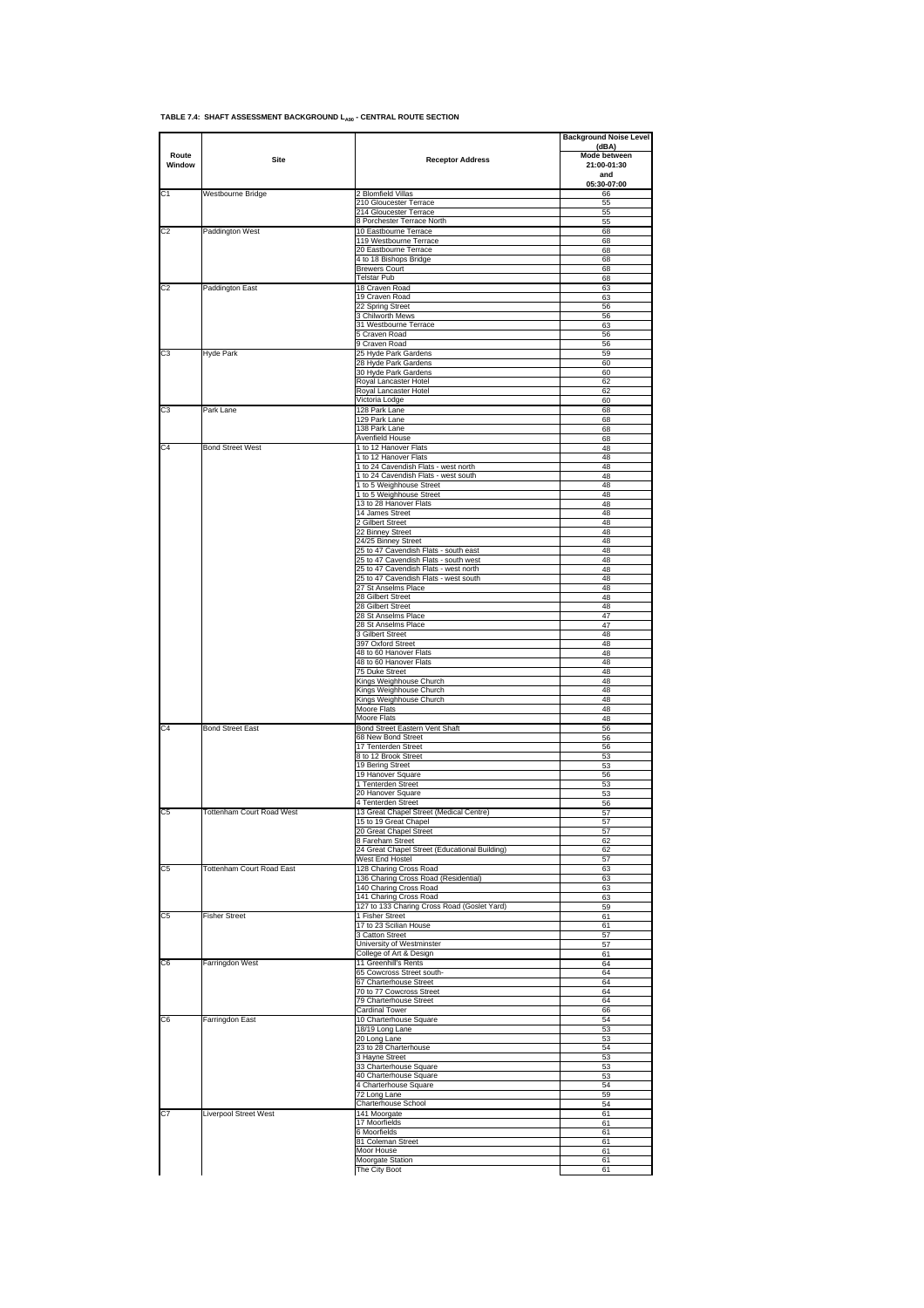**TABLE 7.4: SHAFT ASSESSMENT BACKGROUND $L_{A90}$ - CENTRAL ROUTE SECTION**

| Route Window | Site | Receptor Address | Background Noise Level (dBA) Mode between 21:00-01:30 and 05:30-07:00 |
|---|---|---|---|
| C1 | Westbourne Bridge | 2 Blomfield Villas | 66 |
| | | 210 Gloucester Terrace | 55 |
| | | 214 Gloucester Terrace | 55 |
| | | 8 Porchester Terrace North | 55 |
| C2 | Paddington West | 10 Eastbourne Terrace | 68 |
| | | 119 Westbourne Terrace | 68 |
| | | 20 Eastbourne Terrace | 68 |
| | | 4 to 18 Bishops Bridge | 68 |
| | | Brewers Court | 68 |
| | | Telstar Pub | 68 |
| C2 | Paddington East | 18 Craven Road | 63 |
| | | 19 Craven Road | 63 |
| | | 22 Spring Street | 56 |
| | | 3 Chilworth Mews | 56 |
| | | 31 Westbourne Terrace | 63 |
| | | 5 Craven Road | 56 |
| | | 9 Craven Road | 56 |
| C3 | Hyde Park | 25 Hyde Park Gardens | 59 |
| | | 28 Hyde Park Gardens | 60 |
| | | 30 Hyde Park Gardens | 60 |
| | | Royal Lancaster Hotel | 62 |
| | | Royal Lancaster Hotel | 62 |
| | | Victoria Lodge | 60 |
| C3 | Park Lane | 128 Park Lane | 68 |
| | | 129 Park Lane | 68 |
| | | 138 Park Lane | 68 |
| | | Avenfield House | 68 |
| C4 | Bond Street West | 1 to 12 Hanover Flats | 48 |
| | | 1 to 12 Hanover Flats | 48 |
| | | 1 to 24 Cavendish Flats - west north | 48 |
| | | 1 to 24 Cavendish Flats - west south | 48 |
| | | 1 to 5 Weighhouse Street | 48 |
| | | 1 to 5 Weighhouse Street | 48 |
| | | 13 to 28 Hanover Flats | 48 |
| | | 14 James Street | 48 |
| | | 2 Gilbert Street | 48 |
| | | 22 Binney Street | 48 |
| | | 24/25 Binney Street | 48 |
| | | 25 to 47 Cavendish Flats - south east | 48 |
| | | 25 to 47 Cavendish Flats - south west | 48 |
| | | 25 to 47 Cavendish Flats - west north | 48 |
| | | 25 to 47 Cavendish Flats - west south | 48 |
| | | 27 St Anselms Place | 48 |
| | | 28 Gilbert Street | 48 |
| | | 28 Gilbert Street | 48 |
| | | 28 St Anselms Place | 47 |
| | | 28 St Anselms Place | 47 |
| | | 3 Gilbert Street | 48 |
| | | 397 Oxford Street | 48 |
| | | 48 to 60 Hanover Flats | 48 |
| | | 48 to 60 Hanover Flats | 48 |
| | | 75 Duke Street | 48 |
| | | Kings Weighhouse Church | 48 |
| | | Kings Weighhouse Church | 48 |
| | | Kings Weighhouse Church | 48 |
| | | Moore Flats | 48 |
| | | Moore Flats | 48 |
| C4 | Bond Street East | Bond Street Eastern Vent Shaft | 56 |
| | | 68 New Bond Street | 56 |
| | | 17 Tenterden Street | 56 |
| | | 8 to 12 Brook Street | 53 |
| | | 19 Bering Street | 53 |
| | | 19 Hanover Square | 56 |
| | | 1 Tenterden Street | 53 |
| | | 20 Hanover Square | 53 |
| | | 4 Tenterden Street | 56 |
| C5 | Tottenham Court Road West | 13 Great Chapel Street (Medical Centre) | 57 |
| | | 15 to 19 Great Chapel | 57 |
| | | 20 Great Chapel Street | 57 |
| | | 8 Fareham Street | 62 |
| | | 24 Great Chapel Street (Educational Building) | 62 |
| | | West End Hostel | 57 |
| C5 | Tottenham Court Road East | 128 Charing Cross Road | 63 |
| | | 136 Charing Cross Road (Residential) | 63 |
| | | 140 Charing Cross Road | 63 |
| | | 141 Charing Cross Road | 63 |
| | | 127 to 133 Charing Cross Road (Goslet Yard) | 59 |
| C5 | Fisher Street | 1 Fisher Street | 61 |
| | | 17 to 23 Sicilian House | 61 |
| | | 3 Catton Street | 57 |
| | | University of Westminster | 57 |
| | | College of Art & Design | 61 |
| C6 | Farringdon West | 11 Greenhill's Rents | 64 |
| | | 65 Cowcross Street south- | 64 |
| | | 67 Charterhouse Street | 64 |
| | | 70 to 77 Cowcross Street | 64 |
| | | 79 Charterhouse Street | 64 |
| | | Cardinal Tower | 66 |
| C6 | Farringdon East | 10 Charterhouse Square | 54 |
| | | 18/19 Long Lane | 53 |
| | | 20 Long Lane | 53 |
| | | 23 to 28 Charterhouse | 54 |
| | | 3 Hayne Street | 53 |
| | | 33 Charterhouse Square | 53 |
| | | 40 Charterhouse Square | 53 |
| | | 4 Charterhouse Square | 54 |
| | | 72 Long Lane | 59 |
| | | Charterhouse School | 54 |
| C7 | Liverpool Street West | 141 Moorgate | 61 |
| | | 17 Moorfields | 61 |
| | | 6 Moorfields | 61 |
| | | 81 Coleman Street | 61 |
| | | Moor House | 61 |
| | | Moorgate Station | 61 |
| | | The City Boot | 61 |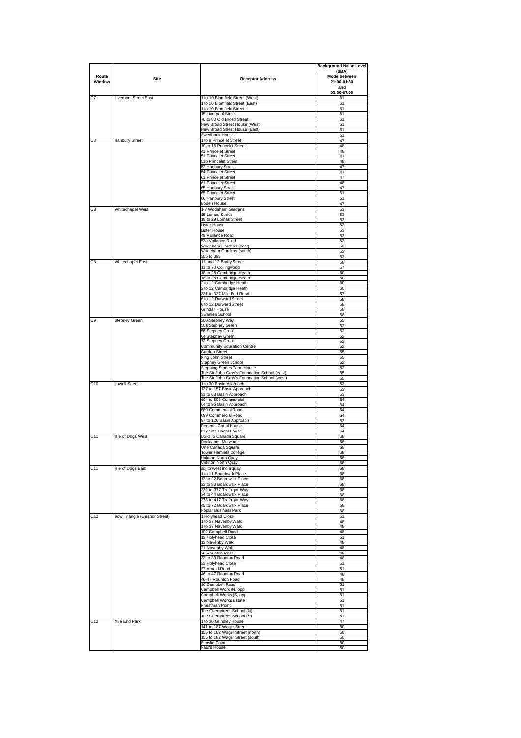| Route Window | Site | Receptor Address | Background Noise Level (dBA) Mode between 21:00-01:30 and 05:30-07:00 |
|---|---|---|---|
| C7 | Liverpool Street East | 1 to 10 Blomfield Street (West) | 61 |
| | | 1 to 10 Blomfield Street (East) | 61 |
| | | 1 to 10 Blomfield Street | 61 |
| | | 15 Liverpool Street | 61 |
| | | 76 to 80 Old Broad Street | 61 |
| | | New Broad Street House (West) | 61 |
| | | New Broad Street House (East) | 61 |
| | | Swedbank House | 61 |
| C8 | Hanbury Street | 1 to 9 Princelet Street | 47 |
| | | 10 to 15 Princelet Street | 48 |
| | | 41 Princelet Street | 48 |
| | | 51 Princelet Street | 47 |
| | | 51b Princelet Street | 48 |
| | | 52 Hanbury Street | 47 |
| | | 54 Princelet Street | 47 |
| | | 61 Princelet Street | 47 |
| | | 61 Princelet Street | 48 |
| | | 65 Hanbury Street | 47 |
| | | 65 Princelet Street | 51 |
| | | 66 Hanbury Street | 51 |
| | | Boden House | 47 |
| C8 | Whitechapel West | 1-7 Wodeham Gardens | 53 |
| | | 15 Lomas Street | 53 |
| | | 19 to 29 Lomas Street | 53 |
| | | Lister House | 53 |
| | | Lister House | 53 |
| | | 49 Vallance Road | 53 |
| | | 53a Vallance Road | 53 |
| | | Wodeham Gardens (east) | 53 |
| | | Wodeham Gardens (south) | 53 |
| | | 355 to 395 | 53 |
| C8 | Whitechapel East | 11 and 12 Brady Street | 58 |
| | | 11 to 70 Collingwood | 57 |
| | | 18 to 28 Cambridge Heath | 60 |
| | | 18 to 28 Cambridge Heath | 60 |
| | | 2 to 12 Cambridge Heath | 60 |
| | | 2 to 12 Cambridge Heath | 60 |
| | | 331 to 337 Mile End Road | 57 |
| | | 6 to 12 Durward Street | 58 |
| | | 6 to 12 Durward Street | 58 |
| | | Grindall House | 58 |
| | | Swanlea School | 58 |
| C9 | Stepney Green | 300 Stepney Way | 55 |
| | | 50a Stepney Green | 52 |
| | | 56 Stepney Green | 52 |
| | | 64 Stepney Green | 52 |
| | | 72 Stepney Green | 52 |
| | | Community Education Centre | 52 |
| | | Garden Street | 55 |
| | | King John Street | 55 |
| | | Stepney Green School | 52 |
| | | Stepping Stones Farm House | 52 |
| | | The Sir John Cass's Foundation School (east) | 55 |
| | | The Sir John Cass's Foundation School (west) | 55 |
| C10 | Lowell Street | 1 to 30 Basin Approach | 53 |
| | | 127 to 157 Basin Approach | 53 |
| | | 31 to 63 Basin Approach | 53 |
| | | 604 to 608 Commercial | 64 |
| | | 64 to 96 Basin Approach | 64 |
| | | 689 Commercial Road | 64 |
| | | 699 Commercial Road | 64 |
| | | 97 to 126 Basin Approach | 53 |
| | | Regents Canal House | 64 |
| | | Regents Canal House | 64 |
| C11 | Isle of Dogs West | DS-1: 5 Canada Square | 68 |
| | | Docklands Museum | 68 |
| | | One Canada Square | 68 |
| | | Tower Hamlets College | 68 |
| | | Unknon North Quay | 68 |
| | | Unknon North Quay | 68 |
| C11 | Isle of Dogs East | adj to west india quay | 68 |
| | | 1 to 11 Boardwalk Place | 68 |
| | | 12 to 22 Boardwalk Place | 68 |
| | | 23 to 33 Boardwalk Place | 68 |
| | | 332 to 377 Trafalgar Way | 68 |
| | | 34 to 44 Boardwalk Place | 68 |
| | | 378 to 417 Trafalgar Way | 68 |
| | | 45 to 72 Boardwalk Place | 68 |
| | | Poplar Business Park | 68 |
| C12 | Bow Triangle (Eleanor Street) | 1 Holyhead Close | 51 |
| | | 1 to 37 Navenby Walk | 48 |
| | | 1 to 37 Navenby Walk | 48 |
| | | 102 Campbell Road | 48 |
| | | 13 Holyhead Close | 51 |
| | | 13 Navenby Walk | 48 |
| | | 21 Navenby Walk | 48 |
| | | 26 Rounton Road | 48 |
| | | 32 to 33 Rounton Road | 48 |
| | | 33 Holyhead Close | 51 |
| | | 37 Arnold Road | 51 |
| | | 46 to 47 Rounton Road | 48 |
| | | 46-47 Rounton Road | 48 |
| | | 96 Campbell Road | 51 |
| | | Campbell Work (N, opp | 51 |
| | | Campbell Works (S, opp | 51 |
| | | Campbell Works Estate | 51 |
| | | Priestman Point | 51 |
| | | The Cherrytrees School (N) | 51 |
| | | The Cherrytrees School (S) | 51 |
| C12 | Mile End Park | 1 to 30 Grindley House | 47 |
| | | 141 to 187 Wager Street | 50 |
| | | 155 to 182 Wager Street (north) | 50 |
| | | 155 to 182 Wager Street (south) | 50 |
| | | Elmslie Point | 50 |
| | | Paul's House | 50 |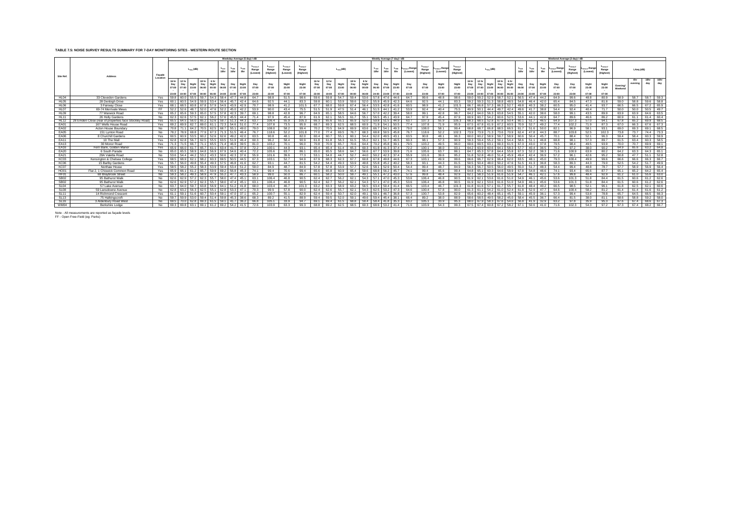**TABLE 7.5: NOISE SURVEY RESULTS SUMMARY FOR 7-DAY MONITORING SITES - WESTERN ROUTE SECTION**

| Site Ref. | Address | Façade Location | Weekday Average (5 day) / dB | | | | | | | | | | | | Weekly Average (7 day) / dB | | | | | | | | | | | | Weekend Average (2 day) / dB | | | | | | | | | | | | LAeq (dB) | | | |
|---|---|---|---|---|---|---|---|---|---|---|---|---|---|---|---|---|---|---|---|---|---|---|---|---|---|---|---|---|---|---|---|---|---|---|---|---|---|---|---|---|---|---|
| | | | $L_{Aeq}$ (dB) | | | | | $L_{A10}$ 18hr | $L_{A90}$ 16hr | $L_{A90}$ 8hr | $L_{Amax,f}$ Range (Lowest) | $L_{Amax,f}$ Range (Highest) | $L_{Amax,f}$ Range (Lowest) | $L_{Amax,f}$ Range (Highest) | $L_{Aeq}$ (dB) | | | | | $L_{A10}$ 18hr | $L_{A90}$ 16hr | $L_{A90}$ 8hr | $L_{Amax,f}$ Range (Lowest) | $L_{Amax,f}$ Range (Highest) | $L_{Amax,f}$ Range (Lowest) | $L_{Amax,f}$ Range (Highest) | $L_{Aeq}$ (dB) | | | | | $L_{A10}$ 18hr | $L_{A90}$ 16hr | $L_{A90}$ 8hr | $L_{Amax,f}$ Range (Lowest) | $L_{Amax,f}$ Range (Highest) | $L_{Amax,f}$ Range (Lowest) | $L_{Amax,f}$ Range (Highest) | | | | |
| | | | 16 hr Day 07:00 - 23:00 | 12 hr Day 07:00 - 19:00 | Night 23:00 - 07:00 | 18 hr Day 06:00 - 00:00 | 6 hr Night 00:00 - 06:00 | Day 06:00 - 24:00 | Day 07:00 - 23:00 | Night 23:00 - 07:00 | Day 07:00 - 23:00 | Day 07:00 - 23:00 | Night 23:00 - 07:00 | Night 23:00 - 07:00 | 16 hr Day 07:00 - 23:00 | 12 hr Day 07:00 - 19:00 | Night 23:00 - 07:00 | 18 hr Day 06:00 - 00:00 | 6 hr Night 00:00 - 06:00 | Day 06:00 - 24:00 | Day 07:00 - 23:00 | Night 23:00 - 07:00 | Day 07:00 - 23:00 | Day 07:00 - 23:00 | Night 23:00 - 07:00 | Night 23:00 - 07:00 | 16 hr Day 07:00 - 23:00 | 12 hr Day 07:00 - 19:00 | Night 23:00 - 07:00 | 18 hr Day 06:00 - 00:00 | 6 hr Night 00:00 - 06:00 | Day 06:00 - 24:00 | Day 07:00 - 23:00 | Night 23:00 - 07:00 | Day 07:00 - 23:00 | Day 07:00 - 23:00 | Night 23:00 - 07:00 | Night 23:00 - 07:00 | Evening/ Weekend | 4hr evening | 18hr day | 16hr day |
| HL04 | 33 Clevedon Gardens | Yes | 59.8 | 60.0 | 55.5 | 59.7 | 54.3 | 58.4 | 47.7 | 44.8 | 64.7 | 98.8 | 51.5 | 98.6 | 59.6 | 59.8 | 54.7 | 59.4 | 53.6 | 57.8 | 47.6 | 44.6 | 64.7 | 99.6 | 48.8 | 98.6 | 59.0 | 59.2 | 52.9 | 58.8 | 52.1 | 56.5 | 47.4 | 44.2 | 64.9 | 99.6 | 48.8 | 80.9 | 58.9 | 58.7 | 58.7 | 59.3 |
| HL05 | 28 Denbigh Drive | Yes | 60.1 | 60.5 | 54.9 | 59.9 | 53.4 | 56.4 | 45.7 | 42.4 | 64.6 | 92.5 | 44.1 | 83.3 | 59.8 | 60.1 | 53.9 | 59.6 | 52.0 | 55.9 | 45.0 | 42.3 | 64.6 | 92.5 | 44.1 | 83.3 | 59.2 | 59.3 | 51.3 | 58.8 | 48.5 | 54.8 | 46.4 | 42.0 | 65.4 | 84.5 | 47.3 | 81.8 | 59.0 | 58.8 | 59.6 | 58.8 |
| HL06 | 3 Fairway Close | Yes | 68.1 | 68.5 | 60.8 | 67.8 | 57.9 | 54.9 | 43.9 | 42.9 | 70.7 | 98.9 | 41.2 | 101.5 | 67.7 | 68.0 | 59.8 | 67.4 | 56.4 | 53.5 | 42.8 | 41.6 | 60.5 | 98.9 | 41.2 | 101.5 | 66.7 | 66.8 | 57.3 | 66.3 | 52.7 | 49.8 | 40.3 | 38.2 | 60.5 | 95.0 | 41.4 | 93.7 | 66.5 | 66.5 | 67.2 | 65.9 |
| HL07 | 69-74 Merrivale Mews | FF | 52.2 | 52.6 | 48.7 | 52.0 | 47.6 | 52.2 | 45.0 | 42.2 | 53.9 | 90.0 | 43.4 | 75.5 | 51.5 | 51.9 | 47.5 | 51.4 | 46.1 | 51.5 | 44.1 | 41.2 | 53.9 | 92.4 | 40.4 | 75.5 | 49.9 | 50.1 | 44.4 | 49.7 | 42.4 | 49.6 | 41.7 | 38.8 | 54.4 | 92.4 | 40.4 | 71.7 | 50.0 | 50.0 | 50.5 | 49.7 |
| HL09 | 77 Warwick Road | Yes | 65.2 | 65.6 | 59.3 | 65.0 | 57.5 | 57.8 | 42.3 | 39.7 | 69.1 | 98.8 | 42.8 | 96.7 | 64.9 | 65.1 | 58.5 | 64.6 | 56.7 | 57.0 | 42.2 | 39.4 | 58.0 | 99.1 | 42.8 | 96.7 | 64.2 | 64.0 | 56.3 | 63.8 | 54.5 | 55.1 | 42.0 | 38.6 | 58.0 | 99.1 | 43.5 | 89.9 | 63.9 | 63.9 | 64.6 | 63.5 |
| HL11 | 26 Holly Gardens | No | 62.3 | 62.6 | 57.5 | 62.1 | 58.2 | 57.6 | 45.5 | 44.4 | 71.4 | 97.9 | 45.4 | 87.9 | 61.9 | 62.1 | 56.5 | 61.7 | 55.1 | 56.5 | 45.1 | 43.9 | 64.7 | 97.9 | 45.4 | 87.9 | 60.9 | 60.7 | 54.2 | 60.6 | 52.5 | 53.6 | 44.1 | 42.8 | 64.7 | 89.6 | 46.6 | 86.2 | 60.9 | 61.1 | 61.4 | 60.4 |
| HL12 | 28 Emden Close (rear of properties face Stockley Road) | Yes | 65.5 | 64.5 | 56.0 | 65.2 | 52.6 | 59.7 | 51.3 | 44.3 | 63.7 | 106.4 | 55.9 | 105.3 | 66.3 | 65.6 | 55.1 | 65.9 | 52.0 | 59.8 | 51.5 | 44.9 | 63.7 | 107.3 | 55.9 | 105.3 | 68.3 | 68.5 | 52.8 | 67.8 | 50.4 | 60.1 | 51.7 | 46.5 | 64.9 | 107.3 | 57.0 | 94.1 | 67.8 | 65.2 | 69.9 | 68.5 |
| EA01 | 167 Wells House Road | Yes | 69.2 | 69.9 | 62.7 | 69.0 | 61.1 | 72.3 | 54.6 | 51.0 | 77.4 | 107.8 | 73.5 | 95.9 | 68.7 | 69.0 | 62.5 | 68.5 | 60.9 | 71.9 | 54.1 | 50.5 | 77.4 | 107.8 | 71.9 | 95.9 | 67.5 | 67.8 | 61.9 | 67.2 | 60.5 | 70.9 | 52.7 | 49.2 | 77.4 | 102.2 | 71.9 | 87.3 | 67.0 | 66.3 | 67.6 | 67.3 |
| EA02 | Acton House Boundary | No | 70.8 | 71.1 | 64.2 | 70.5 | 62.5 | 68.7 | 55.1 | 49.0 | 79.0 | 108.0 | 58.2 | 99.4 | 70.2 | 70.5 | 64.9 | 69.9 | 63.6 | 66.7 | 54.1 | 49.3 | 79.0 | 108.0 | 58.1 | 99.4 | 68.8 | 68.7 | 66.8 | 68.5 | 66.5 | 61.7 | 51.6 | 50.0 | 82.1 | 96.9 | 58.1 | 93.1 | 69.0 | 69.3 | 69.1 | 68.5 |
| EA05 | 151 Lynton Road | No | 78.2 | 78.9 | 68.8 | 77.9 | 67.3 | 71.3 | 51.5 | 46.4 | 76.7 | 118.6 | 52.2 | 101.8 | 77.0 | 77.4 | 69.5 | 76.7 | 68.3 | 68.8 | 50.5 | 45.8 | 76.7 | 118.6 | 52.2 | 102.3 | 73.9 | 73.9 | 71.3 | 73.6 | 70.9 | 62.4 | 47.8 | 44.3 | 88.7 | 103.8 | 52.5 | 102.3 | 73.8 | 73.7 | 74.4 | 73.3 |
| EA06 | 8 Churchill Gardens | Yes | 60.5 | 60.9 | 53.5 | 60.2 | 52.6 | 62.6 | 49.2 | 42.0 | 63.5 | 90.8 | 48.1 | 82.0 | 60.4 | 60.7 | 55.1 | 60.1 | 54.4 | 62.0 | 49.5 | 43.1 | 63.5 | 90.8 | 48.1 | 96.3 | 60.0 | 60.2 | 58.9 | 59.7 | 58.9 | 60.6 | 50.4 | 45.7 | 70.1 | 88.4 | 52.1 | 96.3 | 59.4 | 58.4 | 60.3 | 59.9 |
| EA11 | 10 The Mall | Yes | 62.8 | 62.8 | 56.7 | 62.5 | 55.5 | 63.5 | 51.9 | 46.4 | 60.3 | 96.2 | 58.4 | 90.9 | 61.8 | 61.8 | 56.3 | 61.5 | 55.2 | 62.1 | 51.7 | 46.5 | 60.3 | 98.1 | 57.3 | 90.9 | 59.3 | 59.4 | 55.2 | 59.1 | 54.4 | 58.6 | 51.1 | 46.8 | 68.8 | 98.1 | 57.3 | 89.7 | 61.5 | 63.4 | 60.3 | 58.5 |
| EA13 | 30 Manor Road | Yes | 71.3 | 71.5 | 66.7 | 71.1 | 65.5 | 71.4 | 46.9 | 39.5 | 81.0 | 103.2 | 70.1 | 96.0 | 70.8 | 70.9 | 65.7 | 70.6 | 64.4 | 70.2 | 45.8 | 39.1 | 79.5 | 103.2 | 49.5 | 96.0 | 69.6 | 69.5 | 63.1 | 69.3 | 61.5 | 67.3 | 43.0 | 37.8 | 79.5 | 98.4 | 49.5 | 93.9 | 70.0 | 70.7 | 69.9 | 69.1 |
| EA16 | Fern Bank, Golden Manor | Yes | 65.9 | 66.0 | 61.7 | 65.7 | 61.1 | 63.4 | 41.7 | 37.8 | 72.2 | 100.1 | 44.9 | 93.1 | 65.4 | 65.4 | 61.4 | 65.3 | 60.3 | 61.8 | 41.3 | 37.4 | 72.2 | 100.1 | 38.0 | 93.1 | 64.2 | 63.9 | 60.6 | 64.1 | 58.3 | 57.7 | 40.4 | 36.5 | 76.2 | 97.2 | 38.0 | 90.2 | 64.9 | 65.6 | 63.2 | 64.8 |
| EA20 | 6 South Parade | No | 65.0 | 65.5 | 58.9 | 64.8 | 56.9 | 67.9 | 54.6 | 40.4 | 72.2 | 105.6 | 63.7 | 86.1 | 65.0 | 65.5 | 58.6 | 64.7 | 58.6 | 67.7 | 53.9 | 39.8 | 71.6 | 105.6 | 63.7 | 86.1 | 64.7 | 65.3 | 57.8 | 64.4 | 55.8 | 67.3 | 52.2 | 38.3 | 71.6 | 100.9 | 63.9 | 80.2 | 64.2 | 63.3 | 64.3 | 65.1 |
| EA21 | 29A Valetta Road | No | 53.6 | 54.4 | 44.2 | 53.2 | 43.3 | 50.6 | 42.3 | 37.6 | 55.9 | 101.6 | 39.6 | 77.3 | 53.1 | 54.0 | 44.7 | 52.7 | 44.0 | 50.2 | 42.3 | 37.4 | 55.9 | 101.6 | 39.6 | 95.2 | 51.8 | 52.8 | 46.0 | 51.4 | 45.9 | 49.4 | 42.4 | 36.9 | 57.2 | 96.1 | 42.6 | 95.2 | 50.8 | 47.7 | 51.1 | 52.8 |
| KC03 | Kensington & Chelsea College | Yes | 68.5 | 68.9 | 62.1 | 68.2 | 60.3 | 69.5 | 50.5 | 44.5 | 67.3 | 103.1 | 52.7 | 94.9 | 67.9 | 68.3 | 62.3 | 67.7 | 60.8 | 67.8 | 49.8 | 44.6 | 67.3 | 103.1 | 49.9 | 99.6 | 66.6 | 66.7 | 62.9 | 66.4 | 62.0 | 63.5 | 48.1 | 45.0 | 79.3 | 100.4 | 49.9 | 99.6 | 66.6 | 66.6 | 66.3 | 66.7 |
| KC06 | 15 Barlby Gardens | Yes | 55.7 | 56.0 | 49.8 | 55.4 | 49.3 | 57.5 | 46.8 | 41.6 | 62.7 | 93.1 | 44.7 | 81.5 | 54.2 | 54.4 | 49.3 | 53.9 | 48.8 | 55.8 | 45.2 | 40.2 | 58.3 | 93.1 | 44.3 | 81.5 | 50.5 | 50.4 | 48.0 | 50.2 | 47.6 | 51.5 | 41.3 | 36.8 | 58.3 | 89.3 | 44.3 | 79.0 | 52.5 | 54.2 | 51.7 | 49.9 |
| KC07 | Northaw House | Yes | 58.5 | 58.2 | 55.2 | 58.3 | 53.9 | 59.4 | 53.4 | 51.2 | 59.0 | 84.9 | 48.7 | 84.9 | 57.8 | 57.8 | 53.9 | 57.7 | 52.6 | 58.1 | 52.9 | 50.4 | 54.4 | 99.4 | 48.7 | 84.9 | 56.3 | 56.7 | 50.5 | 56.0 | 49.5 | 55.0 | 51.7 | 48.3 | 54.4 | 99.4 | 48.8 | 78.7 | 57.7 | 58.9 | 56.9 | 56.4 |
| HO01 | Flat 2, 1 Chiswick Common Road | Yes | 65.9 | 66.1 | 61.2 | 65.7 | 59.9 | 69.2 | 56.8 | 45.3 | 74.1 | 99.4 | 70.6 | 99.4 | 65.6 | 65.8 | 60.9 | 65.4 | 59.6 | 68.8 | 58.2 | 45.7 | 74.1 | 99.4 | 65.8 | 99.4 | 64.8 | 65.1 | 60.3 | 64.8 | 58.9 | 67.8 | 54.8 | 46.6 | 74.1 | 93.4 | 65.6 | 87.7 | 65.1 | 65.2 | 64.2 | 65.4 |
| HF01 | 68 Braybrook Street | No | 59.3 | 58.2 | 49.3 | 58.9 | 47.9 | 55.2 | 47.7 | 43.3 | 58.9 | 99.0 | 50.0 | 88.7 | 60.1 | 58.2 | 50.0 | 59.7 | 49.1 | 55.1 | 47.2 | 43.0 | 57.6 | 99.8 | 48.4 | 92.9 | 62.1 | 58.3 | 51.9 | 61.8 | 51.9 | 54.7 | 46.1 | 42.1 | 57.6 | 99.8 | 48.4 | 92.9 | 61.2 | 61.0 | 55.6 | 63.0 |
| SB02 | 95 Bathurst Walk | No | 62.6 | 62.9 | 57.2 | 62.3 | 55.7 | 58.0 | 47.4 | 45.1 | 63.1 | 106.4 | 46.8 | 90.5 | 62.4 | 62.7 | 56.2 | 62.1 | 54.3 | 57.1 | 47.0 | 45.3 | 53.6 | 106.4 | 46.8 | 90.5 | 61.9 | 62.1 | 53.6 | 61.6 | 51.0 | 54.9 | 46.1 | 45.6 | 53.6 | 101.3 | 51.8 | 84.4 | 61.5 | 60.6 | 61.2 | 62.6 |
| SB02 | 95 Bathurst Walk | No | 62.6 | 62.9 | 57.2 | 62.3 | 55.7 | 58.0 | 47.4 | 45.1 | 63.1 | 106.4 | 46.8 | 90.5 | 62.4 | 62.7 | 56.2 | 62.1 | 54.3 | 57.1 | 47.0 | 45.3 | 53.6 | 106.4 | 46.8 | 90.5 | 61.9 | 62.1 | 53.6 | 61.6 | 51.0 | 54.9 | 46.1 | 45.6 | 53.6 | 101.3 | 51.8 | 84.4 | 61.5 | 60.6 | 61.2 | 62.6 |
| SL04 | 57 Lake Avenue | No | 63.7 | 64.0 | 59.7 | 63.8 | 56.9 | 64.1 | 51.2 | 41.8 | 68.0 | 103.4 | 46.7 | 101.3 | 63.2 | 63.3 | 58.9 | 63.2 | 56.5 | 63.4 | 50.4 | 41.4 | 66.5 | 103.4 | 46.7 | 101.3 | 61.8 | 61.6 | 57.1 | 61.7 | 55.7 | 61.8 | 48.4 | 40.2 | 66.5 | 98.5 | 52.1 | 96.1 | 61.8 | 62.5 | 62.1 | 60.6 |
| SL08 | 59 Lansdowne Avenue | No | 62.8 | 63.2 | 56.3 | 62.5 | 55.1 | 62.8 | 53.3 | 47.1 | 70.3 | 99.9 | 57.8 | 90.0 | 62.4 | 62.6 | 55.7 | 62.1 | 54.3 | 62.5 | 53.2 | 47.3 | 64.6 | 100.4 | 57.8 | 90.0 | 61.3 | 61.1 | 54.2 | 61.0 | 52.4 | 61.8 | 52.9 | 47.7 | 64.6 | 100.4 | 58.2 | 81.2 | 61.4 | 61.4 | 61.6 | 61.2 |
| SL11 | 14 Richmond Crescent | Yes | 61.1 | 59.1 | 51.6 | 60.7 | 50.4 | 59.1 | 47.0 | 37.1 | 65.2 | 100.7 | 55.1 | 82.9 | 62.4 | 59.4 | 50.7 | 62.0 | 49.1 | 59.1 | 46.7 | 36.8 | 57.3 | 100.7 | 53.8 | 82.9 | 65.6 | 60.2 | 48.4 | 65.1 | 45.7 | 59.1 | 45.9 | 36.1 | 57.3 | 99.4 | 53.8 | 78.8 | 65.7 | 64.5 | 66.5 | 66.3 |
| SL13 | 75 Halkingcroft | No | 59.7 | 59.9 | 53.0 | 59.4 | 51.4 | 59.8 | 45.3 | 38.6 | 68.3 | 89.2 | 41.5 | 88.9 | 59.4 | 59.5 | 52.0 | 59.1 | 49.6 | 59.4 | 45.4 | 38.1 | 66.4 | 89.2 | 38.0 | 88.9 | 58.6 | 58.5 | 49.5 | 58.2 | 45.0 | 58.4 | 45.5 | 36.7 | 66.4 | 81.5 | 38.0 | 81.1 | 58.6 | 58.8 | 59.2 | 58.0 |
| SL16 | 3 Alderbury Road West | No | 69.5 | 70.0 | 62.8 | 69.3 | 61.5 | 59.1 | 41.7 | 36.2 | 66.8 | 105.1 | 33.9 | 94.7 | 69.1 | 69.4 | 61.5 | 68.8 | 59.4 | 58.4 | 41.8 | 35.3 | 63.2 | 105.1 | 33.9 | 95.3 | 68.0 | 67.9 | 58.3 | 67.6 | 54.0 | 56.8 | 41.9 | 32.9 | 63.2 | 97.8 | 35.9 | 95.3 | 67.6 | 67.4 | 68.6 | 67.3 |
| WM04 | Berkshire Lodge | No | 69.3 | 69.8 | 63.1 | 69.1 | 61.2 | 69.2 | 54.2 | 41.5 | 72.6 | 103.9 | 63.3 | 99.3 | 68.6 | 69.2 | 62.5 | 68.5 | 60.3 | 68.6 | 53.2 | 41.4 | 71.6 | 103.9 | 54.3 | 99.3 | 67.5 | 67.4 | 60.8 | 67.2 | 58.2 | 67.1 | 50.6 | 41.0 | 71.6 | 102.3 | 54.3 | 97.2 | 67.3 | 67.4 | 68.2 | 66.7 |

Note - All measurements are reported as façade levels
FF - Open Free-Field (eg: Parks)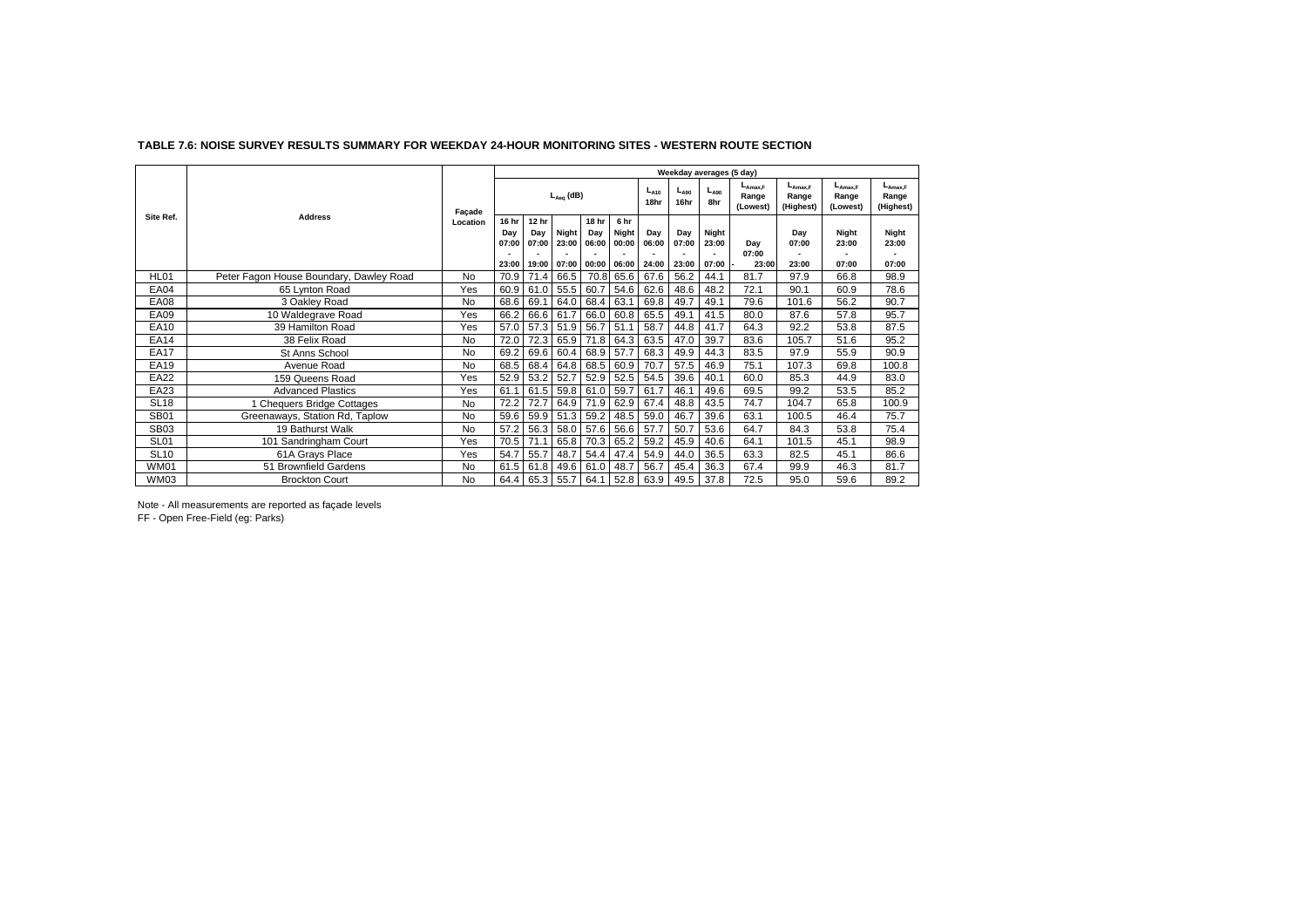**TABLE 7.6: NOISE SURVEY RESULTS SUMMARY FOR WEEKDAY 24-HOUR MONITORING SITES - WESTERN ROUTE SECTION**

| Site Ref. | Address | Façade Location | Weekday averages (5 day) | | | | | | | | | | | |
|---|---|---|---|---|---|---|---|---|---|---|---|---|---|---|
| | | | $L_{Aeq}$ (dB) | | | | | $L_{A10}$ 18hr | $L_{A90}$ 16hr | $L_{A90}$ 8hr | $L_{Amax,F}$ Range (Lowest) | $L_{Amax,F}$ Range (Highest) | $L_{Amax,F}$ Range (Lowest) | $L_{Amax,F}$ Range (Highest) |
| | | | 16 hr Day 07:00 - 23:00 | 12 hr Day 07:00 - 19:00 | Night 23:00 - 07:00 | 18 hr Day 06:00 - 00:00 | 6 hr Night 00:00 - 06:00 | Day 06:00 - 24:00 | Day 07:00 - 23:00 | Night 23:00 - 07:00 | Day 07:00 - 23:00 | Day 07:00 - 23:00 | Night 23:00 - 07:00 | Night 23:00 - 07:00 |
| HL01 | Peter Fagon House Boundary, Dawley Road | No | 70.9 | 71.4 | 66.5 | 70.8 | 65.6 | 67.6 | 56.2 | 44.1 | 81.7 | 97.9 | 66.8 | 98.9 |
| EA04 | 65 Lynton Road | Yes | 60.9 | 61.0 | 55.5 | 60.7 | 54.6 | 62.6 | 48.6 | 48.2 | 72.1 | 90.1 | 60.9 | 78.6 |
| EA08 | 3 Oakley Road | No | 68.6 | 69.1 | 64.0 | 68.4 | 63.1 | 69.8 | 49.7 | 49.1 | 79.6 | 101.6 | 56.2 | 90.7 |
| EA09 | 10 Waldegrave Road | Yes | 66.2 | 66.6 | 61.7 | 66.0 | 60.8 | 65.5 | 49.1 | 41.5 | 80.0 | 87.6 | 57.8 | 95.7 |
| EA10 | 39 Hamilton Road | Yes | 57.0 | 57.3 | 51.9 | 56.7 | 51.1 | 58.7 | 44.8 | 41.7 | 64.3 | 92.2 | 53.8 | 87.5 |
| EA14 | 38 Felix Road | No | 72.0 | 72.3 | 65.9 | 71.8 | 64.3 | 63.5 | 47.0 | 39.7 | 83.6 | 105.7 | 51.6 | 95.2 |
| EA17 | St Anns School | No | 69.2 | 69.6 | 60.4 | 68.9 | 57.7 | 68.3 | 49.9 | 44.3 | 83.5 | 97.9 | 55.9 | 90.9 |
| EA19 | Avenue Road | No | 68.5 | 68.4 | 64.8 | 68.5 | 60.9 | 70.7 | 57.5 | 46.9 | 75.1 | 107.3 | 69.8 | 100.8 |
| EA22 | 159 Queens Road | Yes | 52.9 | 53.2 | 52.7 | 52.9 | 52.5 | 54.5 | 39.6 | 40.1 | 60.0 | 85.3 | 44.9 | 83.0 |
| EA23 | Advanced Plastics | Yes | 61.1 | 61.5 | 59.8 | 61.0 | 59.7 | 61.7 | 46.1 | 49.6 | 69.5 | 99.2 | 53.5 | 85.2 |
| SL18 | 1 Chequers Bridge Cottages | No | 72.2 | 72.7 | 64.9 | 71.9 | 62.9 | 67.4 | 48.8 | 43.5 | 74.7 | 104.7 | 65.8 | 100.9 |
| SB01 | Greenaways, Station Rd, Taplow | No | 59.6 | 59.9 | 51.3 | 59.2 | 48.5 | 59.0 | 46.7 | 39.6 | 63.1 | 100.5 | 46.4 | 75.7 |
| SB03 | 19 Bathurst Walk | No | 57.2 | 56.3 | 58.0 | 57.6 | 56.6 | 57.7 | 50.7 | 53.6 | 64.7 | 84.3 | 53.8 | 75.4 |
| SL01 | 101 Sandringham Court | Yes | 70.5 | 71.1 | 65.8 | 70.3 | 65.2 | 59.2 | 45.9 | 40.6 | 64.1 | 101.5 | 45.1 | 98.9 |
| SL10 | 61A Grays Place | Yes | 54.7 | 55.7 | 48.7 | 54.4 | 47.4 | 54.9 | 44.0 | 36.5 | 63.3 | 82.5 | 45.1 | 86.6 |
| WM01 | 51 Brownfield Gardens | No | 61.5 | 61.8 | 49.6 | 61.0 | 48.7 | 56.7 | 45.4 | 36.3 | 67.4 | 99.9 | 46.3 | 81.7 |
| WM03 | Brockton Court | No | 64.4 | 65.3 | 55.7 | 64.1 | 52.8 | 63.9 | 49.5 | 37.8 | 72.5 | 95.0 | 59.6 | 89.2 |

Note - All measurements are reported as façade levels
FF - Open Free-Field (eg: Parks)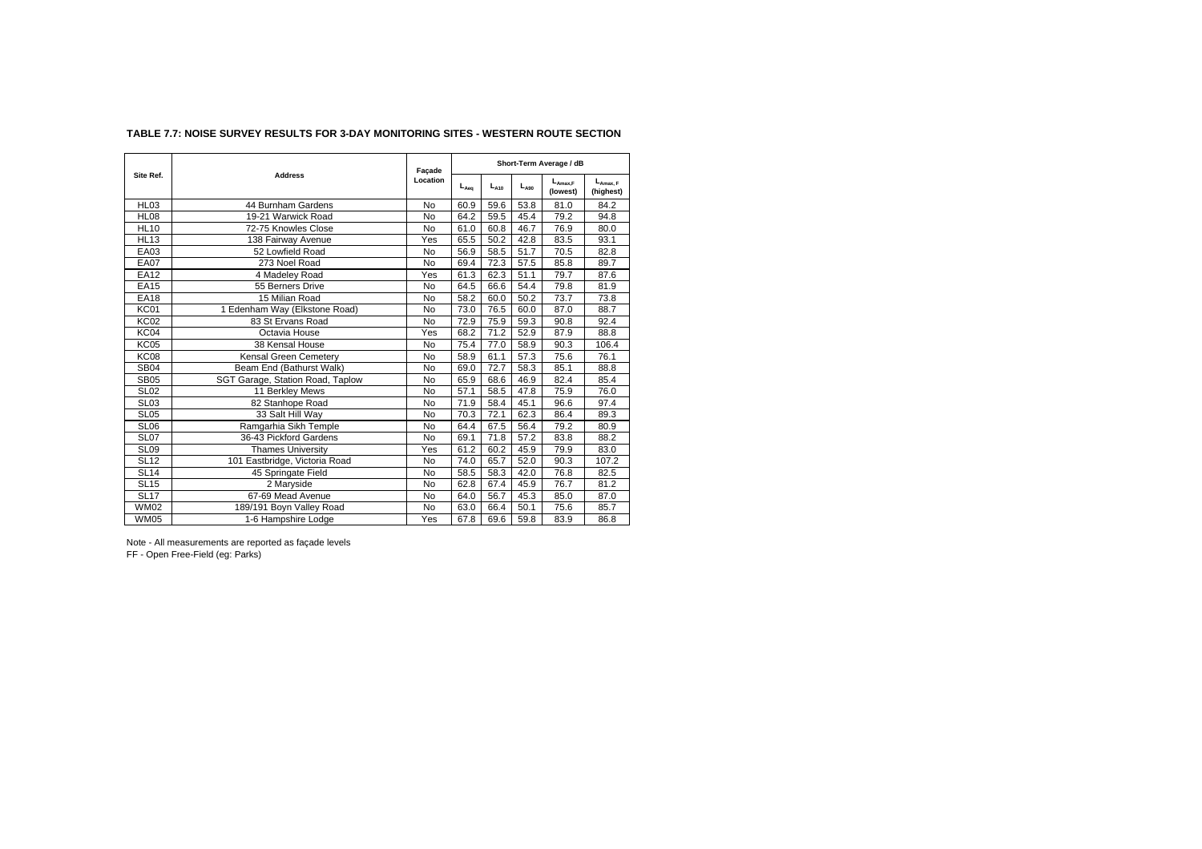**TABLE 7.7: NOISE SURVEY RESULTS FOR 3-DAY MONITORING SITES - WESTERN ROUTE SECTION**

| Site Ref. | Address | Façade Location | Short-Term Average / dB | | | | |
|---|---|---|---|---|---|---|---|
| | | | $L_{Aeq}$ | $L_{A10}$ | $L_{A90}$ | $L_{Amax,F}$ (lowest) | $L_{Amax,F}$ (highest) |
| HL03 | 44 Burnham Gardens | No | 60.9 | 59.6 | 53.8 | 81.0 | 84.2 |
| HL08 | 19-21 Warwick Road | No | 64.2 | 59.5 | 45.4 | 79.2 | 94.8 |
| HL10 | 72-75 Knowles Close | No | 61.0 | 60.8 | 46.7 | 76.9 | 80.0 |
| HL13 | 138 Fairway Avenue | Yes | 65.5 | 50.2 | 42.8 | 83.5 | 93.1 |
| EA03 | 52 Lowfield Road | No | 56.9 | 58.5 | 51.7 | 70.5 | 82.8 |
| EA07 | 273 Noel Road | No | 69.4 | 72.3 | 57.5 | 85.8 | 89.7 |
| EA12 | 4 Madeley Road | Yes | 61.3 | 62.3 | 51.1 | 79.7 | 87.6 |
| EA15 | 55 Berners Drive | No | 64.5 | 66.6 | 54.4 | 79.8 | 81.9 |
| EA18 | 15 Milian Road | No | 58.2 | 60.0 | 50.2 | 73.7 | 73.8 |
| KC01 | 1 Edenham Way (Elkstone Road) | No | 73.0 | 76.5 | 60.0 | 87.0 | 88.7 |
| KC02 | 83 St Ervans Road | No | 72.9 | 75.9 | 59.3 | 90.8 | 92.4 |
| KC04 | Octavia House | Yes | 68.2 | 71.2 | 52.9 | 87.9 | 88.8 |
| KC05 | 38 Kensal House | No | 75.4 | 77.0 | 58.9 | 90.3 | 106.4 |
| KC08 | Kensal Green Cemetery | No | 58.9 | 61.1 | 57.3 | 75.6 | 76.1 |
| SB04 | Beam End (Bathurst Walk) | No | 69.0 | 72.7 | 58.3 | 85.1 | 88.8 |
| SB05 | SGT Garage, Station Road, Taplow | No | 65.9 | 68.6 | 46.9 | 82.4 | 85.4 |
| SL02 | 11 Berkley Mews | No | 57.1 | 58.5 | 47.8 | 75.9 | 76.0 |
| SL03 | 82 Stanhope Road | No | 71.9 | 58.4 | 45.1 | 96.6 | 97.4 |
| SL05 | 33 Salt Hill Way | No | 70.3 | 72.1 | 62.3 | 86.4 | 89.3 |
| SL06 | Ramgarhia Sikh Temple | No | 64.4 | 67.5 | 56.4 | 79.2 | 80.9 |
| SL07 | 36-43 Pickford Gardens | No | 69.1 | 71.8 | 57.2 | 83.8 | 88.2 |
| SL09 | Thames University | Yes | 61.2 | 60.2 | 45.9 | 79.9 | 83.0 |
| SL12 | 101 Eastbridge, Victoria Road | No | 74.0 | 65.7 | 52.0 | 90.3 | 107.2 |
| SL14 | 45 Springate Field | No | 58.5 | 58.3 | 42.0 | 76.8 | 82.5 |
| SL15 | 2 Maryside | No | 62.8 | 67.4 | 45.9 | 76.7 | 81.2 |
| SL17 | 67-69 Mead Avenue | No | 64.0 | 56.7 | 45.3 | 85.0 | 87.0 |
| WM02 | 189/191 Boyn Valley Road | No | 63.0 | 66.4 | 50.1 | 75.6 | 85.7 |
| WM05 | 1-6 Hampshire Lodge | Yes | 67.8 | 69.6 | 59.8 | 83.9 | 86.8 |

Note - All measurements are reported as façade levels

FF - Open Free-Field (eg: Parks)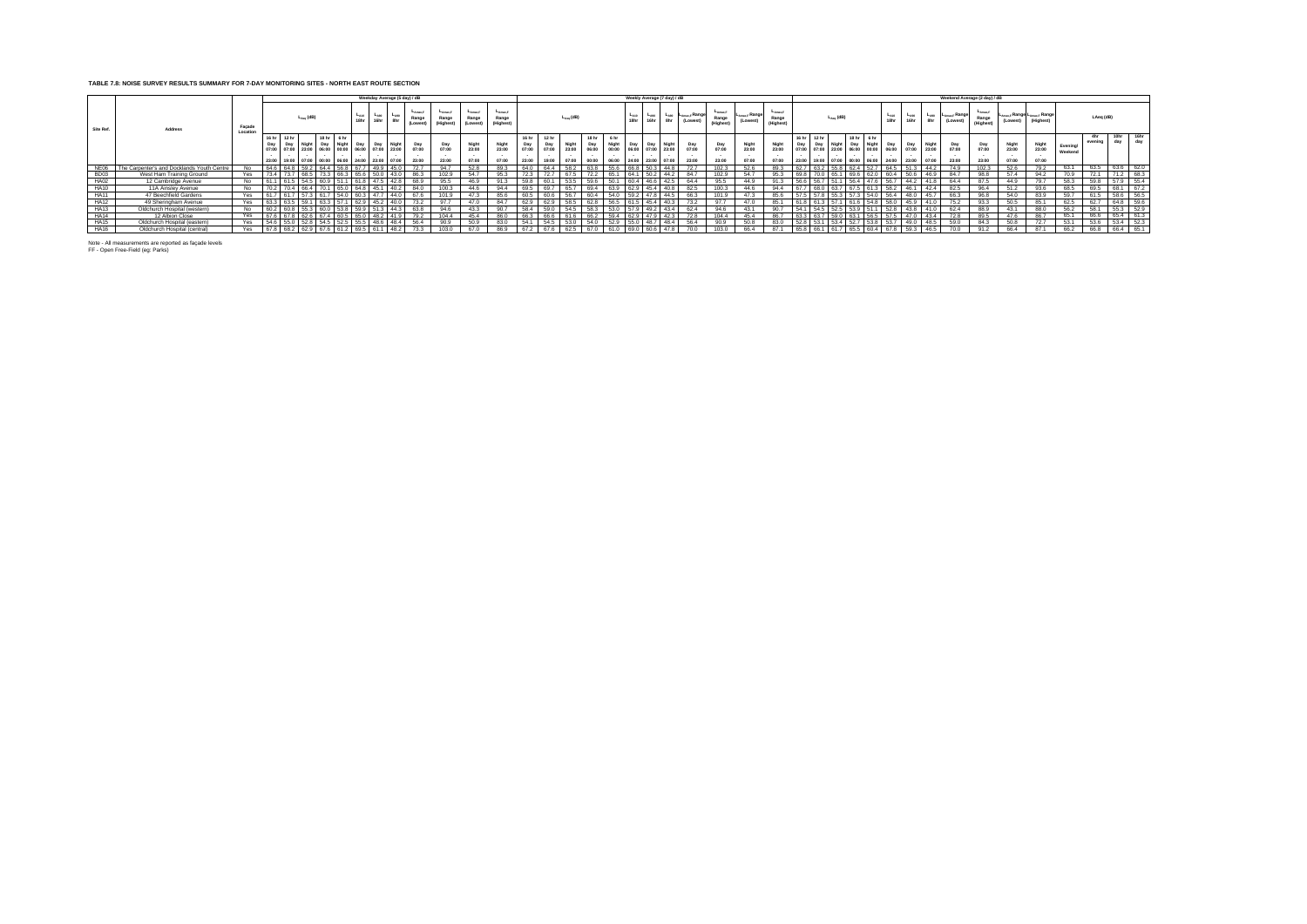**TABLE 7.8: NOISE SURVEY RESULTS SUMMARY FOR 7-DAY MONITORING SITES - NORTH EAST ROUTE SECTION**

| Site Ref. | Address | Façade Location | Weekday Average (5 day) / dB | | | | | | | | | | | | Weekly Average (7 day) / dB | | | | | | | | | | | | Weekend Average (2 day) / dB | | | | | | | | | | | | | | | |
|---|---|---|---|---|---|---|---|---|---|---|---|---|---|---|---|---|---|---|---|---|---|---|---|---|---|---|---|---|---|---|---|---|---|---|---|---|---|---|---|---|---|---|
| | | | $L_{Aeq}$ (dB) | | | | | $L_{A10}$ 18hr | $L_{A90}$ 16hr | $L_{A90}$ 8hr | $L_{Amax,f}$ Range (Lowest) | $L_{Amax,f}$ Range (Highest) | $L_{Amax,f}$ Range (Lowest) | $L_{Amax,f}$ Range (Highest) | $L_{Aeq}$ (dB) | | | | | $L_{A10}$ 18hr | $L_{A90}$ 16hr | $L_{A90}$ 8hr | $L_{Amax,f}$ Range (Lowest) | $L_{Amax,f}$ Range (Highest) | $L_{Amax,f}$ Range (Lowest) | $L_{Amax,f}$ Range (Highest) | $L_{Aeq}$ (dB) | | | | | $L_{A10}$ 18hr | $L_{A90}$ 16hr | $L_{A90}$ 8hr | $L_{Amax,f}$ Range (Lowest) | $L_{Amax,f}$ Range (Highest) | $L_{Amax,f}$ Range (Lowest) | $L_{Amax,f}$ Range (Highest) | LAeq (dB) | | | |
| | | | 16 hr Day 07:00 - 23:00 | 12 hr Day 07:00 - 19:00 | Night 23:00 - 07:00 | 18 hr Day 06:00 - 00:00 | 6 hr Night 00:00 - 06:00 | Day 06:00 - 24:00 | Day 07:00 - 23:00 | Night 23:00 - 07:00 | Day 07:00 - 23:00 | Day 07:00 - 23:00 | Night 23:00 - 07:00 | Night 23:00 - 07:00 | 16 hr Day 07:00 - 23:00 | 12 hr Day 07:00 - 19:00 | Night 23:00 - 07:00 | 18 hr Day 06:00 - 00:00 | 6 hr Night 00:00 - 06:00 | Day 06:00 - 24:00 | Day 07:00 - 23:00 | Night 23:00 - 07:00 | Day 07:00 - 23:00 | Day 07:00 - 23:00 | Night 23:00 - 07:00 | Night 23:00 - 07:00 | 16 hr Day 07:00 - 23:00 | 12 hr Day 07:00 - 19:00 | Night 23:00 - 07:00 | 18 hr Day 06:00 - 00:00 | 6 hr Night 00:00 - 06:00 | Day 06:00 - 24:00 | Day 07:00 - 23:00 | Night 23:00 - 07:00 | Day 07:00 - 23:00 | Day 07:00 - 23:00 | Night 23:00 - 07:00 | Night 23:00 - 07:00 | Evening/ Weekend | 4hr evening | 18hr day | 16hr day |
| NE06 | The Carpenter's and Docklands Youth Centre | No | 64.8 | 64.8 | 59.2 | 64.4 | 56.8 | 67.7 | 49.9 | 45.0 | 72.7 | 94.7 | 52.8 | 89.3 | 64.0 | 64.4 | 58.2 | 63.8 | 55.6 | 66.8 | 50.3 | 44.8 | 72.7 | 102.3 | 52.6 | 89.3 | 62.7 | 63.2 | 55.8 | 62.4 | 52.7 | 64.5 | 51.3 | 44.2 | 74.9 | 102.3 | 52.6 | 79.2 | 63.1 | 63.5 | 63.6 | 62.0 |
| BD03 | West Ham Training Ground | Yes | 73.4 | 73.7 | 68.5 | 73.3 | 66.3 | 65.6 | 50.0 | 43.0 | 86.3 | 102.9 | 54.7 | 95.3 | 72.3 | 72.7 | 67.5 | 72.2 | 65.1 | 64.1 | 50.2 | 44.2 | 84.7 | 102.9 | 54.7 | 95.3 | 69.8 | 70.0 | 65.1 | 69.6 | 62.0 | 60.4 | 50.6 | 46.9 | 84.7 | 98.8 | 57.4 | 94.2 | 70.9 | 72.1 | 71.2 | 68.3 |
| HA02 | 12 Cambridge Avenue | No | 61.1 | 61.5 | 54.5 | 60.9 | 51.1 | 61.8 | 47.5 | 42.8 | 68.9 | 95.5 | 46.9 | 91.3 | 59.8 | 60.1 | 53.5 | 59.6 | 50.1 | 60.4 | 46.6 | 42.5 | 64.4 | 95.5 | 44.9 | 91.3 | 56.6 | 56.7 | 51.1 | 56.4 | 47.6 | 56.7 | 44.2 | 41.8 | 64.4 | 87.5 | 44.9 | 79.7 | 58.3 | 59.8 | 57.9 | 55.4 |
| HA10 | 11A Ainsley Avenue | No | 70.2 | 70.4 | 66.4 | 70.1 | 65.0 | 64.8 | 45.1 | 40.2 | 84.0 | 100.3 | 44.6 | 94.4 | 69.5 | 69.7 | 65.7 | 69.4 | 63.9 | 62.9 | 45.4 | 40.8 | 82.5 | 100.3 | 44.6 | 94.4 | 67.7 | 68.0 | 63.7 | 67.5 | 61.3 | 58.2 | 46.1 | 42.4 | 82.5 | 98.4 | 51.2 | 93.6 | 68.5 | 69.5 | 68.1 | 67.2 |
| HA11 | 47 Beechfield Gardens | Yes | 61.7 | 61.7 | 57.3 | 61.7 | 54.0 | 60.3 | 47.7 | 44.0 | 67.6 | 101.9 | 47.3 | 85.6 | 60.5 | 60.6 | 56.7 | 60.4 | 54.0 | 59.2 | 47.8 | 44.5 | 66.3 | 101.9 | 47.3 | 85.6 | 57.5 | 57.8 | 55.3 | 57.3 | 54.0 | 56.4 | 48.0 | 45.7 | 66.3 | 96.8 | 54.0 | 83.9 | 59.7 | 61.5 | 58.6 | 56.5 |
| HA12 | 49 Sheringham Avenue | Yes | 63.3 | 63.5 | 59.1 | 63.3 | 57.1 | 62.9 | 45.2 | 40.0 | 73.2 | 97.7 | 47.0 | 84.7 | 62.9 | 62.9 | 58.5 | 62.8 | 56.5 | 61.5 | 45.4 | 40.3 | 73.2 | 97.7 | 47.0 | 85.1 | 61.8 | 61.3 | 57.1 | 61.6 | 54.8 | 58.0 | 45.9 | 41.0 | 75.2 | 93.3 | 50.5 | 85.1 | 62.5 | 62.7 | 64.8 | 59.6 |
| HA13 | Oldchurch Hospital (western) | No | 60.2 | 60.8 | 55.3 | 60.0 | 53.8 | 59.9 | 51.3 | 44.3 | 63.8 | 94.6 | 43.3 | 90.7 | 58.4 | 59.0 | 54.5 | 58.3 | 53.0 | 57.9 | 49.2 | 43.4 | 62.4 | 94.6 | 43.1 | 90.7 | 54.1 | 54.5 | 52.5 | 53.9 | 51.1 | 52.8 | 43.8 | 41.0 | 62.4 | 88.9 | 43.1 | 88.0 | 56.2 | 58.1 | 55.3 | 52.9 |
| HA14 | 12 Albion Close | Yes | 67.6 | 67.8 | 62.6 | 67.4 | 60.5 | 65.0 | 48.2 | 41.9 | 79.2 | 104.4 | 45.4 | 86.0 | 66.3 | 66.6 | 61.8 | 66.2 | 59.4 | 62.9 | 47.9 | 42.3 | 72.8 | 104.4 | 45.4 | 86.7 | 63.3 | 63.7 | 59.0 | 63.1 | 56.5 | 57.5 | 47.0 | 43.4 | 72.8 | 89.5 | 47.6 | 86.7 | 65.1 | 66.8 | 65.4 | 61.3 |
| HA15 | Oldchurch Hospital (eastern) | Yes | 54.6 | 55.0 | 52.8 | 54.5 | 52.5 | 55.5 | 48.6 | 48.4 | 56.4 | 90.9 | 50.9 | 83.0 | 54.1 | 54.5 | 53.0 | 54.0 | 52.9 | 55.0 | 48.7 | 48.4 | 56.4 | 90.9 | 50.8 | 83.0 | 52.8 | 53.1 | 53.4 | 52.7 | 53.8 | 53.7 | 49.0 | 48.5 | 59.0 | 84.3 | 50.8 | 72.7 | 53.1 | 53.6 | 53.4 | 52.3 |
| HA16 | Oldchurch Hospital (central) | Yes | 67.8 | 68.2 | 62.9 | 67.6 | 61.2 | 69.5 | 61.1 | 48.2 | 73.3 | 103.0 | 67.0 | 86.9 | 67.2 | 67.6 | 62.5 | 67.0 | 61.0 | 69.0 | 60.6 | 47.8 | 70.0 | 103.0 | 66.4 | 87.1 | 65.8 | 66.1 | 61.7 | 65.5 | 60.4 | 67.8 | 59.3 | 46.5 | 70.0 | 91.2 | 66.4 | 87.1 | 66.2 | 66.8 | 66.4 | 65.1 |

Note - All measurements are reported as façade levels
FF - Open Free-Field (eg: Parks)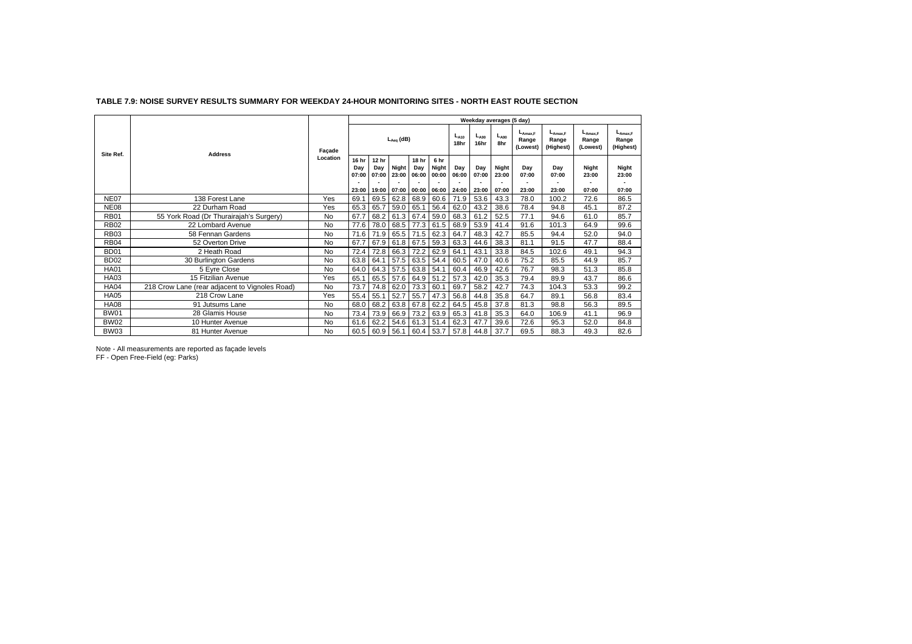**TABLE 7.9: NOISE SURVEY RESULTS SUMMARY FOR WEEKDAY 24-HOUR MONITORING SITES - NORTH EAST ROUTE SECTION**

| Site Ref. | Address | Façade Location | Weekday averages (5 day) | | | | | | | | | | | | |
|---|---|---|---|---|---|---|---|---|---|---|---|---|---|---|---|
| | | | $L_{Aeq}$ (dB) | | | | | $L_{A10}$ 18hr | $L_{A90}$ 16hr | $L_{A90}$ 8hr | $L_{Amax,F}$ Range (Lowest) | $L_{Amax,F}$ Range (Highest) | $L_{Amax,F}$ Range (Lowest) | $L_{Amax,F}$ Range (Highest) |
| | | | 16 hr Day 07:00 - 23:00 | 12 hr Day 07:00 - 19:00 | Night 23:00 - 07:00 | 18 hr Day 06:00 - 00:00 | 6 hr Night 00:00 - 06:00 | Day 06:00 - 24:00 | Day 07:00 - 23:00 | Night 23:00 - 07:00 | Day 07:00 - 23:00 | Day 07:00 - 23:00 | Night 23:00 - 07:00 | Night 23:00 - 07:00 |
| NE07 | 138 Forest Lane | Yes | 69.1 | 69.5 | 62.8 | 68.9 | 60.6 | 71.9 | 53.6 | 43.3 | 78.0 | 100.2 | 72.6 | 86.5 |
| NE08 | 22 Durham Road | Yes | 65.3 | 65.7 | 59.0 | 65.1 | 56.4 | 62.0 | 43.2 | 38.6 | 78.4 | 94.8 | 45.1 | 87.2 |
| RB01 | 55 York Road (Dr Thurairajah's Surgery) | No | 67.7 | 68.2 | 61.3 | 67.4 | 59.0 | 68.3 | 61.2 | 52.5 | 77.1 | 94.6 | 61.0 | 85.7 |
| RB02 | 22 Lombard Avenue | No | 77.6 | 78.0 | 68.5 | 77.3 | 61.5 | 68.9 | 53.9 | 41.4 | 91.6 | 101.3 | 64.9 | 99.6 |
| RB03 | 58 Fennan Gardens | No | 71.6 | 71.9 | 65.5 | 71.5 | 62.3 | 64.7 | 48.3 | 42.7 | 85.5 | 94.4 | 52.0 | 94.0 |
| RB04 | 52 Overton Drive | No | 67.7 | 67.9 | 61.8 | 67.5 | 59.3 | 63.3 | 44.6 | 38.3 | 81.1 | 91.5 | 47.7 | 88.4 |
| BD01 | 2 Heath Road | No | 72.4 | 72.8 | 66.3 | 72.2 | 62.9 | 64.1 | 43.1 | 33.8 | 84.5 | 102.6 | 49.1 | 94.3 |
| BD02 | 30 Burlington Gardens | No | 63.8 | 64.1 | 57.5 | 63.5 | 54.4 | 60.5 | 47.0 | 40.6 | 75.2 | 85.5 | 44.9 | 85.7 |
| HA01 | 5 Eyre Close | No | 64.0 | 64.3 | 57.5 | 63.8 | 54.1 | 60.4 | 46.9 | 42.6 | 76.7 | 98.3 | 51.3 | 85.8 |
| HA03 | 15 Fitzilian Avenue | Yes | 65.1 | 65.5 | 57.6 | 64.9 | 51.2 | 57.3 | 42.0 | 35.3 | 79.4 | 89.9 | 43.7 | 86.6 |
| HA04 | 218 Crow Lane (rear adjacent to Vignoles Road) | No | 73.7 | 74.8 | 62.0 | 73.3 | 60.1 | 69.7 | 58.2 | 42.7 | 74.3 | 104.3 | 53.3 | 99.2 |
| HA05 | 218 Crow Lane | Yes | 55.4 | 55.1 | 52.7 | 55.7 | 47.3 | 56.8 | 44.8 | 35.8 | 64.7 | 89.1 | 56.8 | 83.4 |
| HA08 | 91 Jutsums Lane | No | 68.0 | 68.2 | 63.8 | 67.8 | 62.2 | 64.5 | 45.8 | 37.8 | 81.3 | 98.8 | 56.3 | 89.5 |
| BW01 | 28 Glamis House | No | 73.4 | 73.9 | 66.9 | 73.2 | 63.9 | 65.3 | 41.8 | 35.3 | 64.0 | 106.9 | 41.1 | 96.9 |
| BW02 | 10 Hunter Avenue | No | 61.6 | 62.2 | 54.6 | 61.3 | 51.4 | 62.3 | 47.7 | 39.6 | 72.6 | 95.3 | 52.0 | 84.8 |
| BW03 | 81 Hunter Avenue | No | 60.5 | 60.9 | 56.1 | 60.4 | 53.7 | 57.8 | 44.8 | 37.7 | 69.5 | 88.3 | 49.3 | 82.6 |

Note - All measurements are reported as façade levels
FF - Open Free-Field (eg: Parks)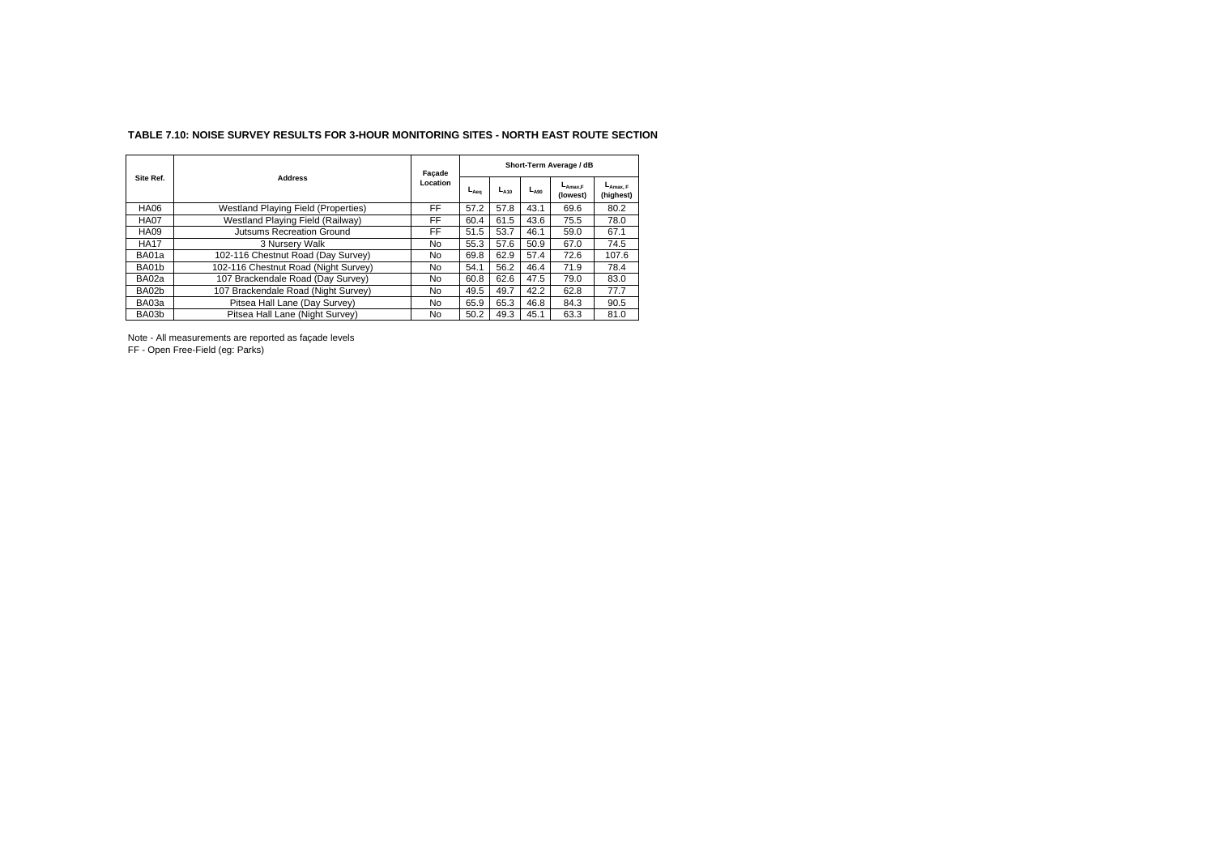**TABLE 7.10: NOISE SURVEY RESULTS FOR 3-HOUR MONITORING SITES - NORTH EAST ROUTE SECTION**

| Site Ref. | Address | Façade Location | Short-Term Average / dB | | | | |
|---|---|---|---|---|---|---|---|
| | | | $L_{Aeq}$ | $L_{A10}$ | $L_{A90}$ | $L_{Amax,F}$ (lowest) | $L_{Amax,F}$ (highest) |
| HA06 | Westland Playing Field (Properties) | FF | 57.2 | 57.8 | 43.1 | 69.6 | 80.2 |
| HA07 | Westland Playing Field (Railway) | FF | 60.4 | 61.5 | 43.6 | 75.5 | 78.0 |
| HA09 | Jutsums Recreation Ground | FF | 51.5 | 53.7 | 46.1 | 59.0 | 67.1 |
| HA17 | 3 Nursery Walk | No | 55.3 | 57.6 | 50.9 | 67.0 | 74.5 |
| BA01a | 102-116 Chestnut Road (Day Survey) | No | 69.8 | 62.9 | 57.4 | 72.6 | 107.6 |
| BA01b | 102-116 Chestnut Road (Night Survey) | No | 54.1 | 56.2 | 46.4 | 71.9 | 78.4 |
| BA02a | 107 Brackendale Road (Day Survey) | No | 60.8 | 62.6 | 47.5 | 79.0 | 83.0 |
| BA02b | 107 Brackendale Road (Night Survey) | No | 49.5 | 49.7 | 42.2 | 62.8 | 77.7 |
| BA03a | Pitsea Hall Lane (Day Survey) | No | 65.9 | 65.3 | 46.8 | 84.3 | 90.5 |
| BA03b | Pitsea Hall Lane (Night Survey) | No | 50.2 | 49.3 | 45.1 | 63.3 | 81.0 |

Note - All measurements are reported as façade levels

FF - Open Free-Field (eg: Parks)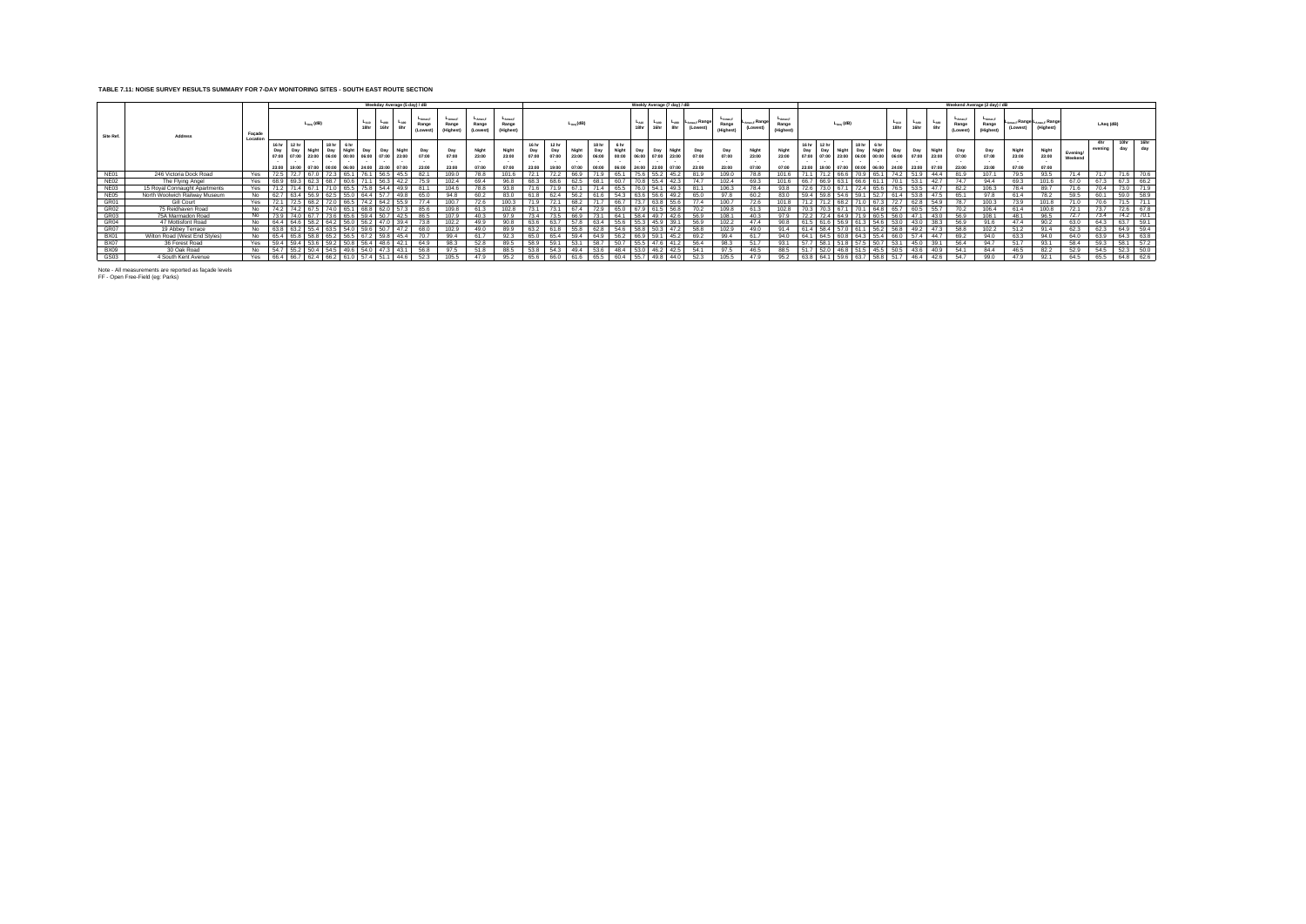**TABLE 7.11: NOISE SURVEY RESULTS SUMMARY FOR 7-DAY MONITORING SITES - SOUTH EAST ROUTE SECTION**

| Site Ref. | Address | Façade Location | Weekday Average (5 day) / dB | | | | | | | | | | | | Weekly Average (7 day) / dB | | | | | | | | | | | | Weekend Average (2 day) / dB | | | | | | | | | | | | LAeq (dB) | | | |
|---|---|---|---|---|---|---|---|---|---|---|---|---|---|---|---|---|---|---|---|---|---|---|---|---|---|---|---|---|---|---|---|---|---|---|---|---|---|---|---|---|---|---|
| | | | $L_{Aeq}$ (dB) 16 hr Day 07:00 - 23:00 | $L_{Aeq}$ 12 hr Day 07:00 - 19:00 | $L_{Aeq}$ Night 23:00 - 07:00 | $L_{Aeq}$ 18 hr Day 06:00 - 00:00 | $L_{Aeq}$ 6 hr Night 00:00 - 06:00 | $L_{A10}$ 18hr Day 06:00 - 24:00 | $L_{A90}$ 16hr Day 07:00 - 23:00 | $L_{A90}$ 8hr Night 23:00 - 07:00 | $L_{Amax,f}$ Range (Lowest) Day 07:00 - 23:00 | $L_{Amax,f}$ Range (Highest) Day 07:00 - 23:00 | $L_{Amax,f}$ Range (Lowest) Night 23:00 - 07:00 | $L_{Amax,f}$ Range (Highest) Night 23:00 - 07:00 | $L_{Aeq}$ (dB) 16 hr Day 07:00 - 23:00 | $L_{Aeq}$ 12 hr Day 07:00 - 19:00 | $L_{Aeq}$ Night 23:00 - 07:00 | $L_{Aeq}$ 18 hr Day 06:00 - 00:00 | $L_{Aeq}$ 6 hr Night 00:00 - 06:00 | $L_{A10}$ 18hr Day 06:00 - 24:00 | $L_{A90}$ 16hr Day 07:00 - 23:00 | $L_{A90}$ 8hr Night 23:00 - 07:00 | $L_{Amax,f}$ Range (Lowest) Day 07:00 - 23:00 | $L_{Amax,f}$ Range (Highest) Day 07:00 - 23:00 | $L_{Amax,f}$ Range (Lowest) Night 23:00 - 07:00 | $L_{Amax,f}$ Range (Highest) Night 23:00 - 07:00 | $L_{Aeq}$ (dB) 16 hr Day 07:00 - 23:00 | $L_{Aeq}$ 12 hr Day 07:00 - 19:00 | $L_{Aeq}$ Night 23:00 - 07:00 | $L_{Aeq}$ 18 hr Day 06:00 - 00:00 | $L_{Aeq}$ 6 hr Night 00:00 - 06:00 | $L_{A10}$ 18hr Day 06:00 - 24:00 | $L_{A90}$ 16hr Day 07:00 - 23:00 | $L_{A90}$ 8hr Night 23:00 - 07:00 | $L_{Amax,f}$ Range (Lowest) Day 07:00 - 23:00 | $L_{Amax,f}$ Range (Highest) Day 07:00 - 23:00 | $L_{Amax,f}$ Range (Lowest) Night 23:00 - 07:00 | $L_{Amax,f}$ Range (Highest) Night 23:00 - 07:00 | Evening/ Weekend | 4hr evening | 10hr day | 16hr day |
| NE01 | 246 Victoria Dock Road | Yes | 72.5 | 72.7 | 67.0 | 72.3 | 65.1 | 76.1 | 56.5 | 45.5 | 82.1 | 109.0 | 78.8 | 101.6 | 72.1 | 72.2 | 66.9 | 71.9 | 65.1 | 75.6 | 55.2 | 45.2 | 81.9 | 109.0 | 78.8 | 101.6 | 71.1 | 71.2 | 66.6 | 70.9 | 65.1 | 74.2 | 51.9 | 44.4 | 81.9 | 107.1 | 79.5 | 93.5 | 71.4 | 71.7 | 71.6 | 70.6 |
| NE02 | The Flying Angel | Yes | 68.9 | 69.3 | 62.3 | 68.7 | 60.6 | 71.1 | 56.3 | 42.2 | 75.9 | 102.4 | 69.4 | 96.8 | 68.3 | 68.6 | 62.5 | 68.1 | 60.7 | 70.8 | 55.4 | 42.3 | 74.7 | 102.4 | 69.3 | 101.6 | 66.7 | 66.9 | 63.1 | 66.6 | 61.1 | 70.1 | 53.1 | 42.7 | 74.7 | 94.4 | 69.3 | 101.6 | 67.0 | 67.3 | 67.3 | 66.2 |
| NE03 | 15 Royal Connaught Apartments | Yes | 71.2 | 71.4 | 67.1 | 71.0 | 65.5 | 75.8 | 54.4 | 49.9 | 81.1 | 104.6 | 78.8 | 93.8 | 71.6 | 71.9 | 67.1 | 71.4 | 65.5 | 76.0 | 54.1 | 49.3 | 81.1 | 106.3 | 78.4 | 93.8 | 72.6 | 73.0 | 67.1 | 72.4 | 65.6 | 76.5 | 53.5 | 47.7 | 82.2 | 106.3 | 78.4 | 89.7 | 71.6 | 70.4 | 73.0 | 71.9 |
| NE05 | North Woolwich Railway Museum | No | 62.7 | 63.4 | 56.9 | 62.5 | 55.0 | 64.4 | 57.7 | 49.8 | 65.0 | 94.8 | 60.2 | 83.0 | 61.8 | 62.4 | 58.2 | 61.6 | 54.3 | 63.6 | 56.8 | 49.2 | 65.0 | 97.8 | 60.2 | 83.0 | 59.4 | 59.8 | 54.6 | 59.1 | 52.7 | 61.4 | 53.8 | 47.5 | 65.1 | 97.8 | 61.4 | 78.2 | 59.5 | 60.1 | 59.0 | 58.9 |
| GR01 | Gill Court | Yes | 72.1 | 72.5 | 68.2 | 72.0 | 66.5 | 74.2 | 64.2 | 55.9 | 77.4 | 100.7 | 72.6 | 100.3 | 71.9 | 72.1 | 68.2 | 71.7 | 66.7 | 73.7 | 63.8 | 55.6 | 77.4 | 100.7 | 72.6 | 101.8 | 71.2 | 71.2 | 68.2 | 71.0 | 67.3 | 72.7 | 62.8 | 54.9 | 78.7 | 100.3 | 73.9 | 101.8 | 71.0 | 70.6 | 71.5 | 71.1 |
| GR02 | 75 Reidhaven Road | No | 74.2 | 74.2 | 67.5 | 74.0 | 65.1 | 68.8 | 62.0 | 57.3 | 85.6 | 109.8 | 61.3 | 102.8 | 73.1 | 73.1 | 67.4 | 72.9 | 65.0 | 67.9 | 61.5 | 56.8 | 70.2 | 109.8 | 61.3 | 102.8 | 70.3 | 70.3 | 67.1 | 70.1 | 64.8 | 65.7 | 60.5 | 55.7 | 70.2 | 106.4 | 61.4 | 100.8 | 72.1 | 73.7 | 72.6 | 67.8 |
| GR03 | 75A Marmadon Road | No | 73.9 | 74.0 | 67.7 | 73.6 | 65.6 | 59.4 | 50.7 | 42.5 | 86.5 | 107.9 | 40.3 | 97.9 | 73.4 | 73.5 | 66.9 | 73.1 | 64.1 | 58.4 | 49.7 | 42.6 | 56.9 | 108.1 | 40.3 | 97.9 | 72.2 | 72.4 | 64.9 | 71.9 | 60.5 | 56.0 | 47.1 | 43.0 | 56.9 | 108.1 | 48.1 | 96.5 | 72.7 | 73.4 | 74.2 | 70.1 |
| GR04 | 47 Mottisfont Road | No | 64.4 | 64.6 | 58.2 | 64.2 | 56.0 | 56.2 | 47.0 | 39.4 | 73.8 | 102.2 | 49.9 | 90.8 | 63.6 | 63.7 | 57.8 | 63.4 | 55.6 | 55.3 | 45.9 | 39.1 | 56.9 | 102.2 | 47.4 | 90.8 | 61.5 | 61.6 | 56.9 | 61.3 | 54.6 | 53.0 | 43.0 | 38.3 | 56.9 | 91.6 | 47.4 | 90.2 | 63.0 | 64.3 | 63.7 | 59.1 |
| GR07 | 19 Abbey Terrace | No | 63.8 | 63.2 | 55.4 | 63.5 | 54.0 | 59.6 | 50.7 | 47.2 | 68.0 | 102.9 | 49.0 | 89.9 | 63.2 | 61.8 | 55.8 | 62.8 | 54.6 | 58.8 | 50.3 | 47.2 | 58.8 | 102.9 | 49.0 | 91.4 | 61.4 | 58.4 | 57.0 | 61.1 | 56.2 | 56.8 | 49.2 | 47.3 | 58.8 | 102.2 | 51.2 | 91.4 | 62.3 | 62.3 | 64.9 | 59.4 |
| BX01 | Wilton Road (West End Styles) | No | 65.4 | 65.8 | 58.8 | 65.2 | 56.5 | 67.2 | 59.8 | 45.4 | 70.7 | 99.4 | 61.7 | 92.3 | 65.0 | 65.4 | 59.4 | 64.9 | 56.2 | 66.9 | 59.1 | 45.2 | 69.2 | 99.4 | 61.7 | 94.0 | 64.1 | 64.5 | 60.8 | 64.3 | 55.4 | 66.0 | 57.4 | 44.7 | 69.2 | 94.0 | 63.3 | 94.0 | 64.0 | 63.9 | 64.3 | 63.8 |
| BX07 | 36 Forest Road | Yes | 59.4 | 59.4 | 53.8 | 59.2 | 50.8 | 56.4 | 48.8 | 42.1 | 64.9 | 98.3 | 52.8 | 89.5 | 58.9 | 59.1 | 53.1 | 58.7 | 50.7 | 55.5 | 47.6 | 41.2 | 56.4 | 98.3 | 51.7 | 93.1 | 57.7 | 58.1 | 51.8 | 57.5 | 50.7 | 53.1 | 45.0 | 39.1 | 56.4 | 94.7 | 51.7 | 93.1 | 58.4 | 59.3 | 58.1 | 57.2 |
| BX09 | 30 Oak Road | No | 54.7 | 55.2 | 50.4 | 54.5 | 49.6 | 54.0 | 47.3 | 43.1 | 56.8 | 97.5 | 51.8 | 88.5 | 53.8 | 54.3 | 49.4 | 53.6 | 48.4 | 53.0 | 46.2 | 42.5 | 54.1 | 97.5 | 46.5 | 88.5 | 51.7 | 52.0 | 48.8 | 51.5 | 45.5 | 50.5 | 43.6 | 40.9 | 54.1 | 84.4 | 46.5 | 82.2 | 52.9 | 54.5 | 52.3 | 50.0 |
| GS03 | 4 South Kent Avenue | Yes | 66.4 | 66.7 | 62.4 | 66.2 | 61.0 | 57.4 | 51.1 | 44.6 | 52.3 | 105.5 | 47.9 | 95.2 | 65.6 | 66.0 | 61.6 | 65.5 | 60.4 | 55.7 | 49.8 | 44.0 | 52.3 | 105.5 | 47.9 | 95.2 | 63.8 | 64.1 | 59.6 | 63.7 | 58.8 | 51.7 | 46.4 | 42.6 | 54.7 | 99.0 | 47.9 | 92.1 | 64.5 | 65.5 | 64.8 | 62.6 |

Note - All measurements are reported as façade levels
FF - Open Free-Field (eg: Parks)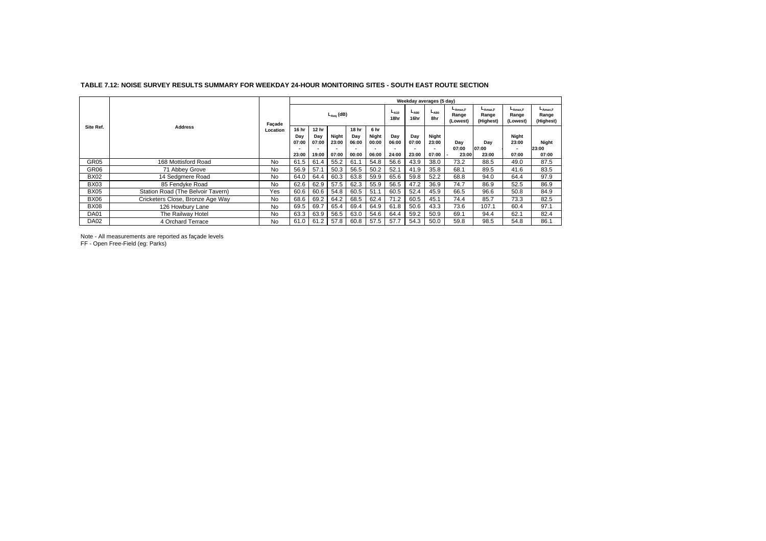**TABLE 7.12: NOISE SURVEY RESULTS SUMMARY FOR WEEKDAY 24-HOUR MONITORING SITES - SOUTH EAST ROUTE SECTION**

| Site Ref. | Address | Façade Location | Weekday averages (5 day) | | | | | | | | | | | |
|---|---|---|---|---|---|---|---|---|---|---|---|---|---|---|
| | | | $L_{Aeq}$ (dB) | | | | | $L_{A10}$ 18hr | $L_{A90}$ 16hr | $L_{A90}$ 8hr | $L_{Amax,F}$ Range (Lowest) | $L_{Amax,F}$ Range (Highest) | $L_{Amax,F}$ Range (Lowest) | $L_{Amax,F}$ Range (Highest) |
| | | | 16 hr Day 07:00 - 23:00 | 12 hr Day 07:00 - 19:00 | Night 23:00 - 07:00 | 18 hr Day 06:00 - 00:00 | 6 hr Night 00:00 - 06:00 | Day 06:00 - 24:00 | Day 07:00 - 23:00 | Night 23:00 - 07:00 | Day 07:00 - 23:00 | Day 07:00 - 23:00 | Night 23:00 - 07:00 | Night 23:00 - 07:00 |
| GR05 | 168 Mottisford Road | No | 61.5 | 61.4 | 55.2 | 61.1 | 54.8 | 56.6 | 43.9 | 38.0 | 73.2 | 88.5 | 49.0 | 87.5 |
| GR06 | 71 Abbey Grove | No | 56.9 | 57.1 | 50.3 | 56.5 | 50.2 | 52.1 | 41.9 | 35.8 | 68.1 | 89.5 | 41.6 | 83.5 |
| BX02 | 14 Sedgmere Road | No | 64.0 | 64.4 | 60.3 | 63.8 | 59.9 | 65.6 | 59.8 | 52.2 | 68.8 | 94.0 | 64.4 | 97.9 |
| BX03 | 85 Fendyke Road | No | 62.6 | 62.9 | 57.5 | 62.3 | 55.9 | 56.5 | 47.2 | 36.9 | 74.7 | 86.9 | 52.5 | 86.9 |
| BX05 | Station Road (The Belvoir Tavern) | Yes | 60.6 | 60.6 | 54.8 | 60.5 | 51.1 | 60.5 | 52.4 | 45.9 | 66.5 | 96.6 | 50.8 | 84.9 |
| BX06 | Cricketers Close, Bronze Age Way | No | 68.6 | 69.2 | 64.2 | 68.5 | 62.4 | 71.2 | 60.5 | 45.1 | 74.4 | 85.7 | 73.3 | 82.5 |
| BX08 | 126 Howbury Lane | No | 69.5 | 69.7 | 65.4 | 69.4 | 64.9 | 61.8 | 50.6 | 43.3 | 73.6 | 107.1 | 60.4 | 97.1 |
| DA01 | The Railway Hotel | No | 63.3 | 63.9 | 56.5 | 63.0 | 54.6 | 64.4 | 59.2 | 50.9 | 69.1 | 94.4 | 62.1 | 82.4 |
| DA02 | 4 Orchard Terrace | No | 61.0 | 61.2 | 57.8 | 60.8 | 57.5 | 57.7 | 54.3 | 50.0 | 59.8 | 98.5 | 54.8 | 86.1 |

Note - All measurements are reported as façade levels
FF - Open Free-Field (eg: Parks)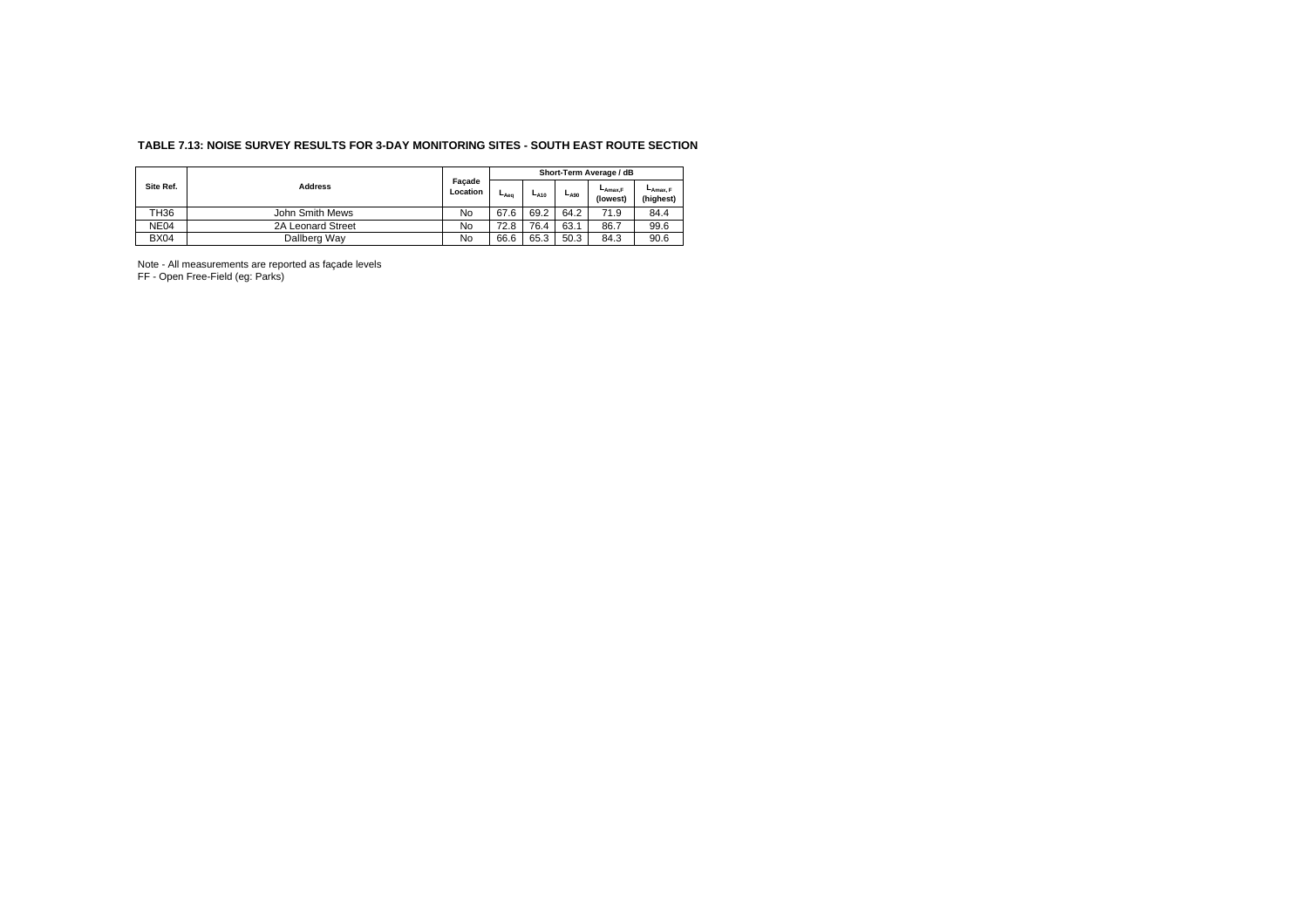**TABLE 7.13: NOISE SURVEY RESULTS FOR 3-DAY MONITORING SITES - SOUTH EAST ROUTE SECTION**

| Site Ref. | Address | Façade Location | Short-Term Average / dB | | | | |
|---|---|---|---|---|---|---|---|
| | | | $L_{Aeq}$ | $L_{A10}$ | $L_{A90}$ | $L_{Amax,F}$ (lowest) | $L_{Amax,F}$ (highest) |
| TH36 | John Smith Mews | No | 67.6 | 69.2 | 64.2 | 71.9 | 84.4 |
| NE04 | 2A Leonard Street | No | 72.8 | 76.4 | 63.1 | 86.7 | 99.6 |
| BX04 | Dallberg Way | No | 66.6 | 65.3 | 50.3 | 84.3 | 90.6 |

Note - All measurements are reported as façade levels

FF - Open Free-Field (eg: Parks)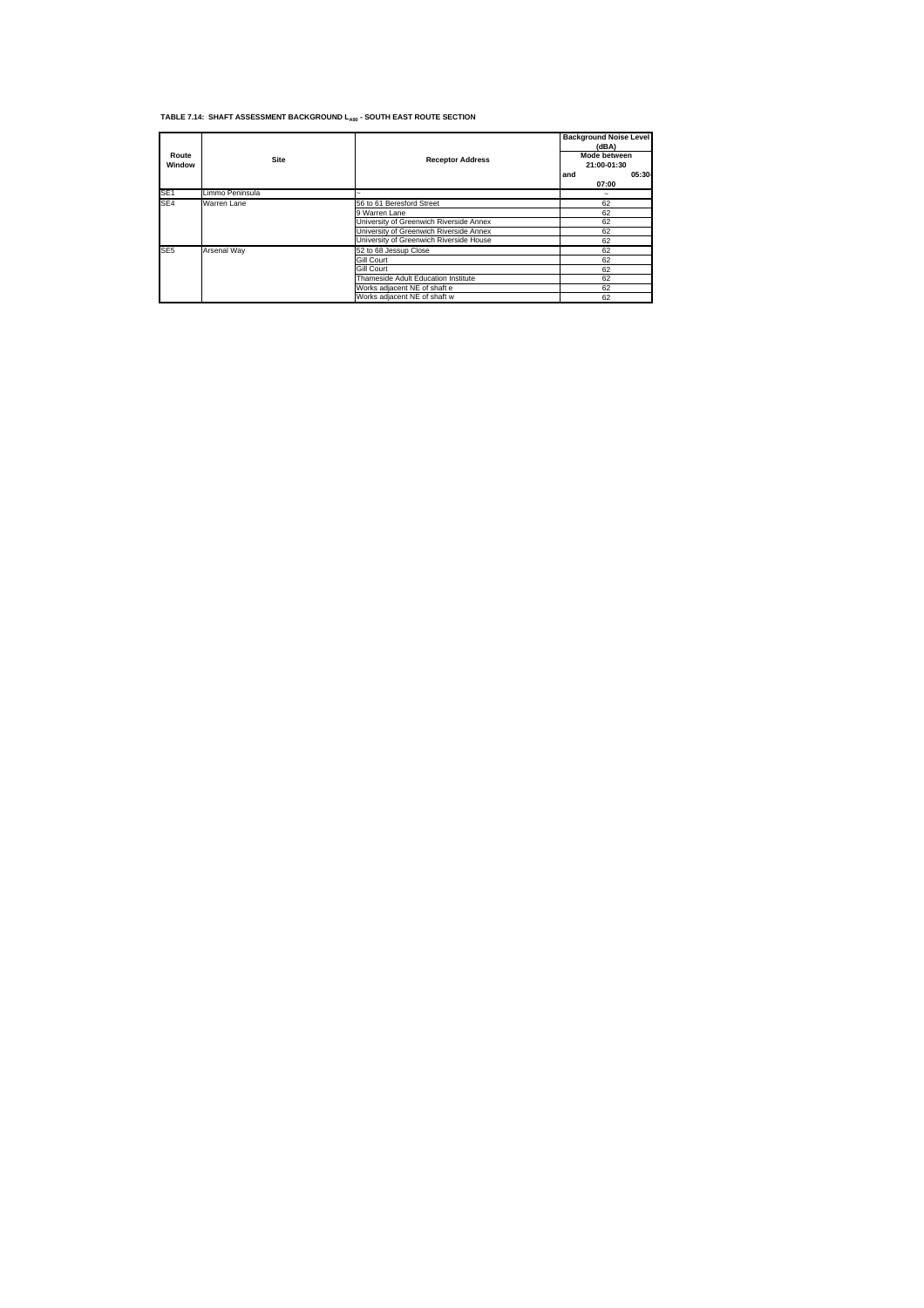**TABLE 7.14: SHAFT ASSESSMENT BACKGROUND $L_{A90}$ - SOUTH EAST ROUTE SECTION**

| Route Window | Site | Receptor Address | Background Noise Level (dBA) Mode between 21:00-01:30 and 05:30-07:00 |
|---|---|---|---|
| SE1 | Limmo Peninsula | ~ | ~ |
| SE4 | Warren Lane | 56 to 61 Beresford Street | 62 |
| | | 9 Warren Lane | 62 |
| | | University of Greenwich Riverside Annex | 62 |
| | | University of Greenwich Riverside Annex | 62 |
| | | University of Greenwich Riverside House | 62 |
| SE5 | Arsenal Way | 52 to 68 Jessup Close | 62 |
| | | Gill Court | 62 |
| | | Gill Court | 62 |
| | | Thameside Adult Education Institute | 62 |
| | | Works adjacent NE of shaft e | 62 |
| | | Works adjacent NE of shaft w | 62 |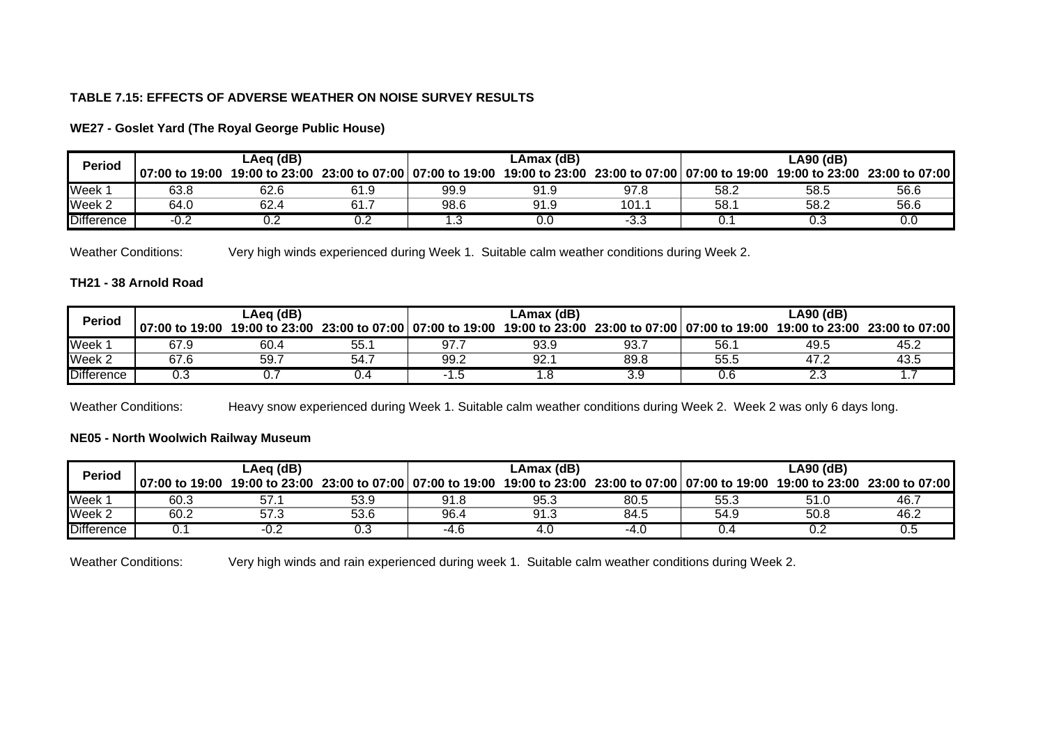**TABLE 7.15: EFFECTS OF ADVERSE WEATHER ON NOISE SURVEY RESULTS**

**WE27 - Goslet Yard (The Royal George Public House)**

| Period | LAeq (dB) | | | LAmax (dB) | | | LA90 (dB) | | |
|---|---|---|---|---|---|---|---|---|---|
| | 07:00 to 19:00 | 19:00 to 23:00 | 23:00 to 07:00 | 07:00 to 19:00 | 19:00 to 23:00 | 23:00 to 07:00 | 07:00 to 19:00 | 19:00 to 23:00 | 23:00 to 07:00 |
| Week 1 | 63.8 | 62.6 | 61.9 | 99.9 | 91.9 | 97.8 | 58.2 | 58.5 | 56.6 |
| Week 2 | 64.0 | 62.4 | 61.7 | 98.6 | 91.9 | 101.1 | 58.1 | 58.2 | 56.6 |
| Difference | -0.2 | 0.2 | 0.2 | 1.3 | 0.0 | -3.3 | 0.1 | 0.3 | 0.0 |

Weather Conditions: Very high winds experienced during Week 1. Suitable calm weather conditions during Week 2.

**TH21 - 38 Arnold Road**

| Period | LAeq (dB) | | | LAmax (dB) | | | LA90 (dB) | | |
|---|---|---|---|---|---|---|---|---|---|
| | 07:00 to 19:00 | 19:00 to 23:00 | 23:00 to 07:00 | 07:00 to 19:00 | 19:00 to 23:00 | 23:00 to 07:00 | 07:00 to 19:00 | 19:00 to 23:00 | 23:00 to 07:00 |
| Week 1 | 67.9 | 60.4 | 55.1 | 97.7 | 93.9 | 93.7 | 56.1 | 49.5 | 45.2 |
| Week 2 | 67.6 | 59.7 | 54.7 | 99.2 | 92.1 | 89.8 | 55.5 | 47.2 | 43.5 |
| Difference | 0.3 | 0.7 | 0.4 | -1.5 | 1.8 | 3.9 | 0.6 | 2.3 | 1.7 |

Weather Conditions: Heavy snow experienced during Week 1. Suitable calm weather conditions during Week 2. Week 2 was only 6 days long.

**NE05 - North Woolwich Railway Museum**

| Period | LAeq (dB) | | | LAmax (dB) | | | LA90 (dB) | | |
|---|---|---|---|---|---|---|---|---|---|
| | 07:00 to 19:00 | 19:00 to 23:00 | 23:00 to 07:00 | 07:00 to 19:00 | 19:00 to 23:00 | 23:00 to 07:00 | 07:00 to 19:00 | 19:00 to 23:00 | 23:00 to 07:00 |
| Week 1 | 60.3 | 57.1 | 53.9 | 91.8 | 95.3 | 80.5 | 55.3 | 51.0 | 46.7 |
| Week 2 | 60.2 | 57.3 | 53.6 | 96.4 | 91.3 | 84.5 | 54.9 | 50.8 | 46.2 |
| Difference | 0.1 | -0.2 | 0.3 | -4.6 | 4.0 | -4.0 | 0.4 | 0.2 | 0.5 |

Weather Conditions: Very high winds and rain experienced during week 1. Suitable calm weather conditions during Week 2.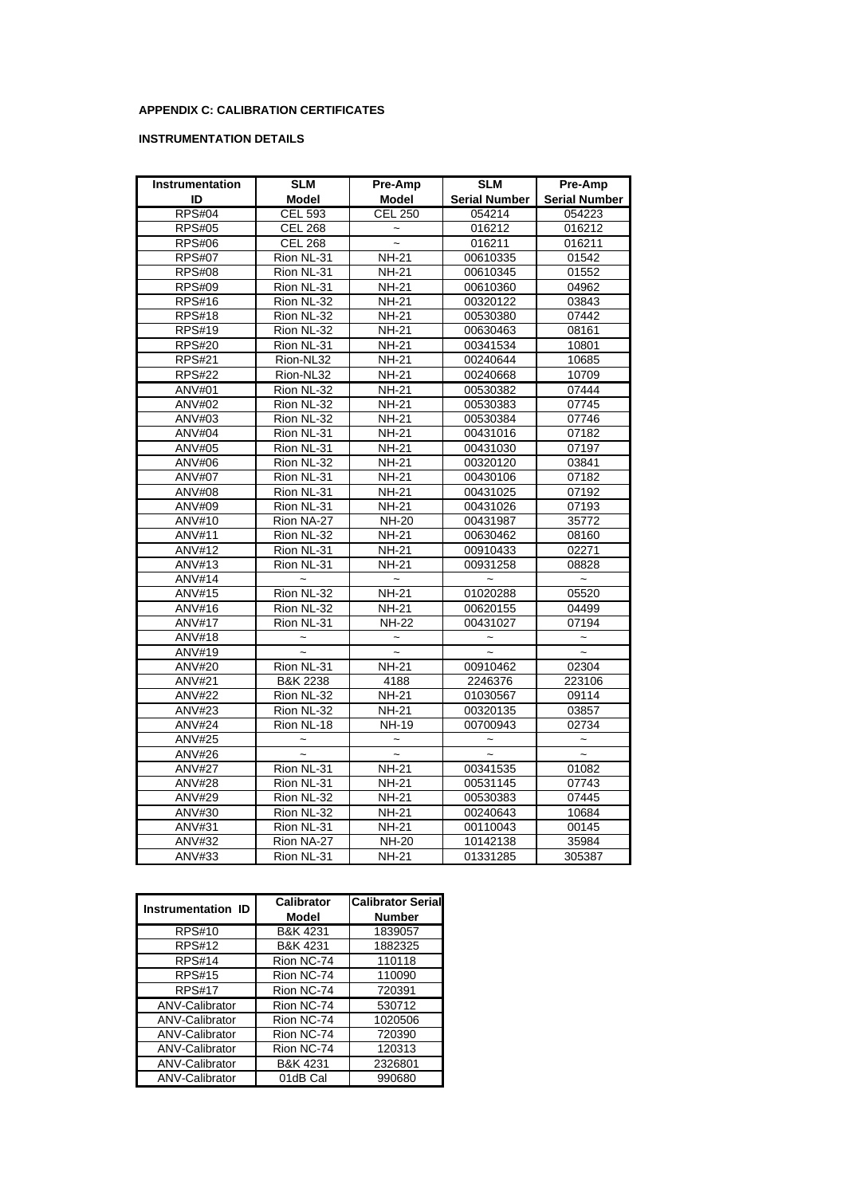**APPENDIX C: CALIBRATION CERTIFICATES**

**INSTRUMENTATION DETAILS**

| Instrumentation ID | SLM Model | Pre-Amp Model | SLM Serial Number | Pre-Amp Serial Number |
|---|---|---|---|---|
| RPS#04 | CEL 593 | CEL 250 | 054214 | 054223 |
| RPS#05 | CEL 268 | ~ | 016212 | 016212 |
| RPS#06 | CEL 268 | ~ | 016211 | 016211 |
| RPS#07 | Rion NL-31 | NH-21 | 00610335 | 01542 |
| RPS#08 | Rion NL-31 | NH-21 | 00610345 | 01552 |
| RPS#09 | Rion NL-31 | NH-21 | 00610360 | 04962 |
| RPS#16 | Rion NL-32 | NH-21 | 00320122 | 03843 |
| RPS#18 | Rion NL-32 | NH-21 | 00530380 | 07442 |
| RPS#19 | Rion NL-32 | NH-21 | 00630463 | 08161 |
| RPS#20 | Rion NL-31 | NH-21 | 00341534 | 10801 |
| RPS#21 | Rion-NL32 | NH-21 | 00240644 | 10685 |
| RPS#22 | Rion-NL32 | NH-21 | 00240668 | 10709 |
| ANV#01 | Rion NL-32 | NH-21 | 00530382 | 07444 |
| ANV#02 | Rion NL-32 | NH-21 | 00530383 | 07745 |
| ANV#03 | Rion NL-32 | NH-21 | 00530384 | 07746 |
| ANV#04 | Rion NL-31 | NH-21 | 00431016 | 07182 |
| ANV#05 | Rion NL-31 | NH-21 | 00431030 | 07197 |
| ANV#06 | Rion NL-32 | NH-21 | 00320120 | 03841 |
| ANV#07 | Rion NL-31 | NH-21 | 00430106 | 07182 |
| ANV#08 | Rion NL-31 | NH-21 | 00431025 | 07192 |
| ANV#09 | Rion NL-31 | NH-21 | 00431026 | 07193 |
| ANV#10 | Rion NA-27 | NH-20 | 00431987 | 35772 |
| ANV#11 | Rion NL-32 | NH-21 | 00630462 | 08160 |
| ANV#12 | Rion NL-31 | NH-21 | 00910433 | 02271 |
| ANV#13 | Rion NL-31 | NH-21 | 00931258 | 08828 |
| ANV#14 | ~ | ~ | ~ | ~ |
| ANV#15 | Rion NL-32 | NH-21 | 01020288 | 05520 |
| ANV#16 | Rion NL-32 | NH-21 | 00620155 | 04499 |
| ANV#17 | Rion NL-31 | NH-22 | 00431027 | 07194 |
| ANV#18 | ~ | ~ | ~ | ~ |
| ANV#19 | ~ | ~ | ~ | ~ |
| ANV#20 | Rion NL-31 | NH-21 | 00910462 | 02304 |
| ANV#21 | B&K 2238 | 4188 | 2246376 | 223106 |
| ANV#22 | Rion NL-32 | NH-21 | 01030567 | 09114 |
| ANV#23 | Rion NL-32 | NH-21 | 00320135 | 03857 |
| ANV#24 | Rion NL-18 | NH-19 | 00700943 | 02734 |
| ANV#25 | ~ | ~ | ~ | ~ |
| ANV#26 | ~ | ~ | ~ | ~ |
| ANV#27 | Rion NL-31 | NH-21 | 00341535 | 01082 |
| ANV#28 | Rion NL-31 | NH-21 | 00531145 | 07743 |
| ANV#29 | Rion NL-32 | NH-21 | 00530383 | 07445 |
| ANV#30 | Rion NL-32 | NH-21 | 00240643 | 10684 |
| ANV#31 | Rion NL-31 | NH-21 | 00110043 | 00145 |
| ANV#32 | Rion NA-27 | NH-20 | 10142138 | 35984 |
| ANV#33 | Rion NL-31 | NH-21 | 01331285 | 305387 |

| Instrumentation ID | Calibrator Model | Calibrator Serial Number |
|---|---|---|
| RPS#10 | B&K 4231 | 1839057 |
| RPS#12 | B&K 4231 | 1882325 |
| RPS#14 | Rion NC-74 | 110118 |
| RPS#15 | Rion NC-74 | 110090 |
| RPS#17 | Rion NC-74 | 720391 |
| ANV-Calibrator | Rion NC-74 | 530712 |
| ANV-Calibrator | Rion NC-74 | 1020506 |
| ANV-Calibrator | Rion NC-74 | 720390 |
| ANV-Calibrator | Rion NC-74 | 120313 |
| ANV-Calibrator | B&K 4231 | 2326801 |
| ANV-Calibrator | 01dB Cal | 990680 |